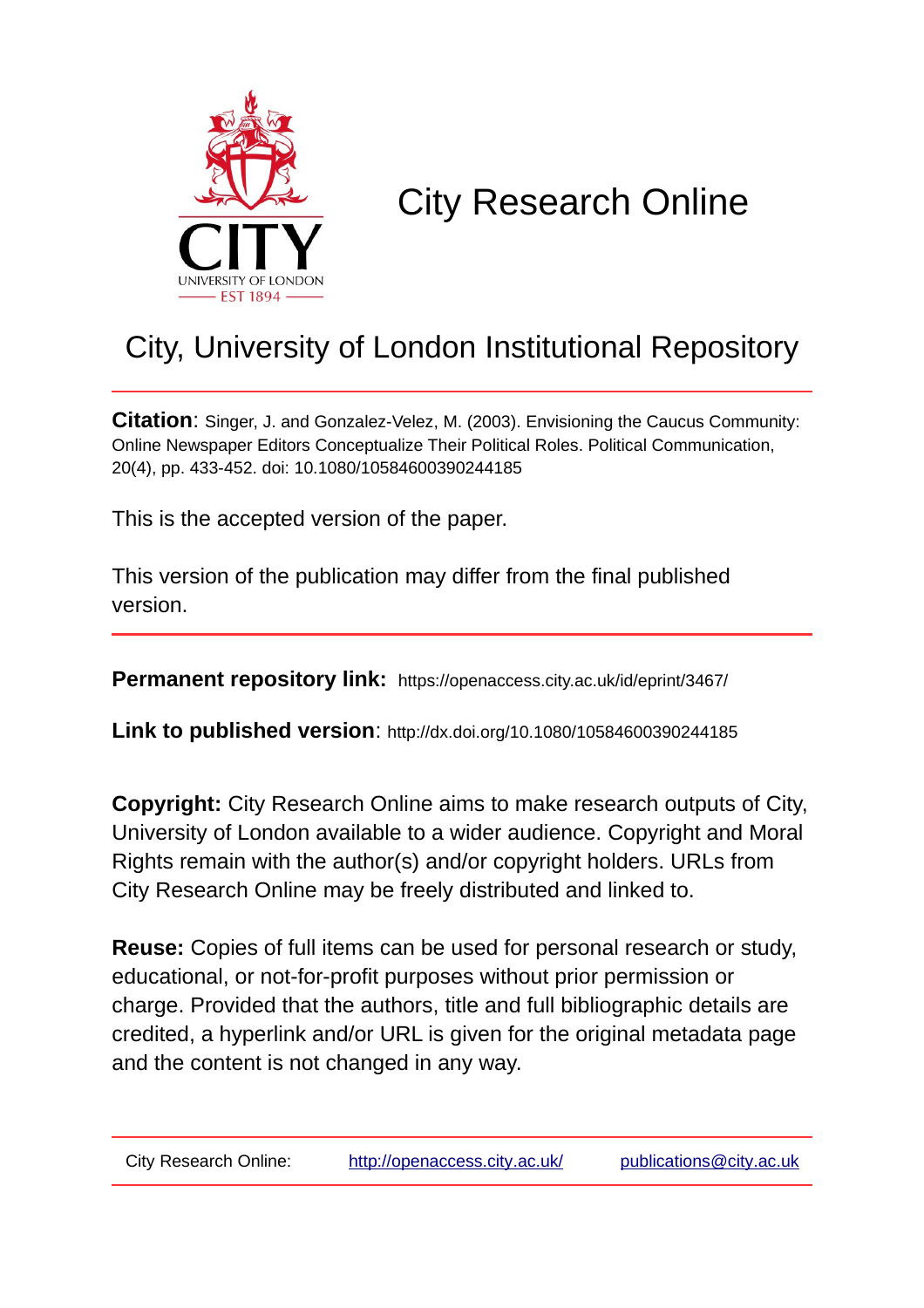CITY
UNIVERSITY OF LONDON
EST 1894

# City Research Online

## City, University of London Institutional Repository

**Citation**: Singer, J. and Gonzalez-Velez, M. (2003). Envisioning the Caucus Community: Online Newspaper Editors Conceptualize Their Political Roles. Political Communication, 20(4), pp. 433-452. doi: 10.1080/10584600390244185

This is the accepted version of the paper.

This version of the publication may differ from the final published version.

**Permanent repository link:** https://openaccess.city.ac.uk/id/eprint/3467/

**Link to published version**: http://dx.doi.org/10.1080/10584600390244185

**Copyright:** City Research Online aims to make research outputs of City, University of London available to a wider audience. Copyright and Moral Rights remain with the author(s) and/or copyright holders. URLs from City Research Online may be freely distributed and linked to.

**Reuse:** Copies of full items can be used for personal research or study, educational, or not-for-profit purposes without prior permission or charge. Provided that the authors, title and full bibliographic details are credited, a hyperlink and/or URL is given for the original metadata page and the content is not changed in any way.

City Research Online: http://openaccess.city.ac.uk/ publications@city.ac.uk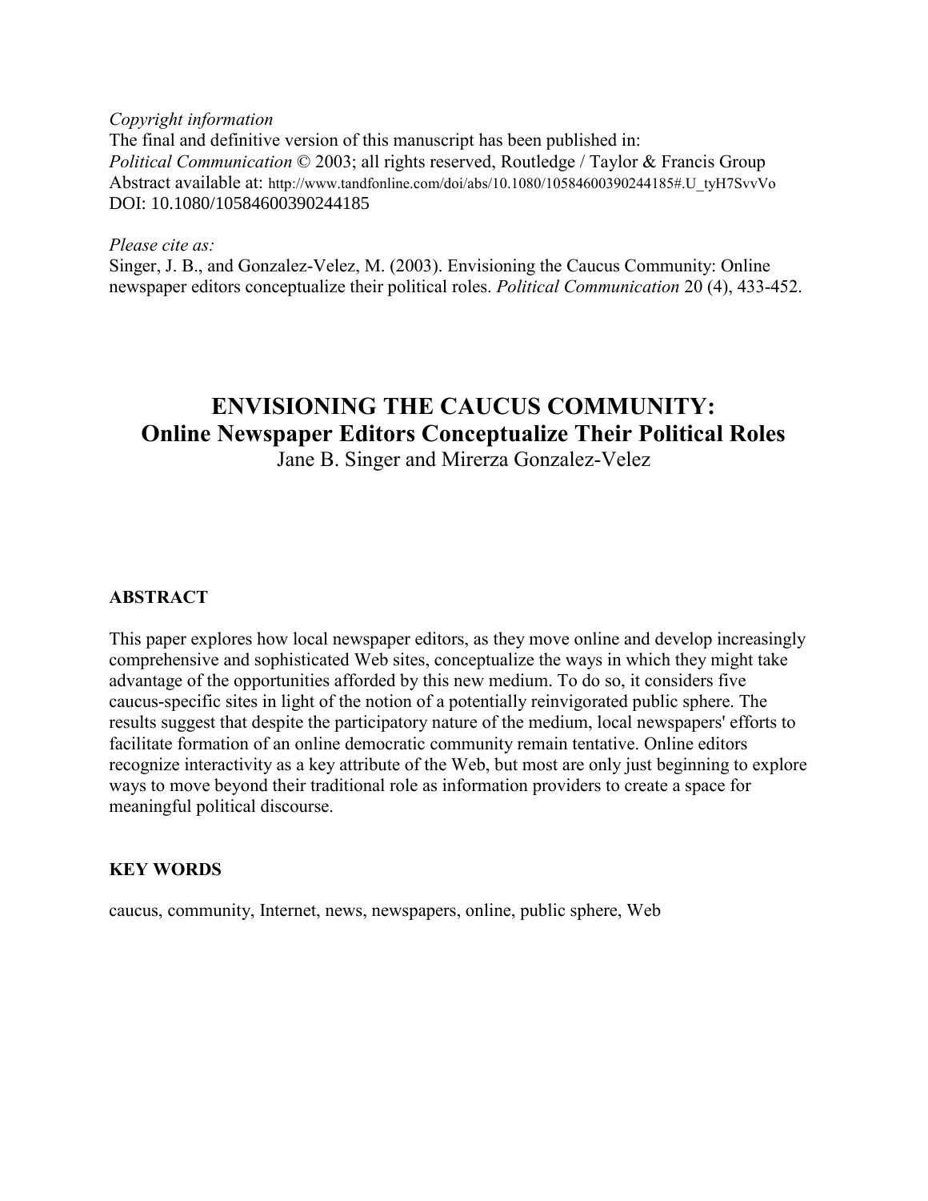*Copyright information*
The final and definitive version of this manuscript has been published in:
*Political Communication* © 2003; all rights reserved, Routledge / Taylor & Francis Group
Abstract available at: http://www.tandfonline.com/doi/abs/10.1080/10584600390244185#.U_tyH7SvvVo
DOI: 10.1080/10584600390244185

*Please cite as:*
Singer, J. B., and Gonzalez-Velez, M. (2003). Envisioning the Caucus Community: Online newspaper editors conceptualize their political roles. *Political Communication* 20 (4), 433-452.

# ENVISIONING THE CAUCUS COMMUNITY:
## Online Newspaper Editors Conceptualize Their Political Roles

Jane B. Singer and Mirerza Gonzalez-Velez

### ABSTRACT

This paper explores how local newspaper editors, as they move online and develop increasingly comprehensive and sophisticated Web sites, conceptualize the ways in which they might take advantage of the opportunities afforded by this new medium. To do so, it considers five caucus-specific sites in light of the notion of a potentially reinvigorated public sphere. The results suggest that despite the participatory nature of the medium, local newspapers' efforts to facilitate formation of an online democratic community remain tentative. Online editors recognize interactivity as a key attribute of the Web, but most are only just beginning to explore ways to move beyond their traditional role as information providers to create a space for meaningful political discourse.

### KEY WORDS

caucus, community, Internet, news, newspapers, online, public sphere, Web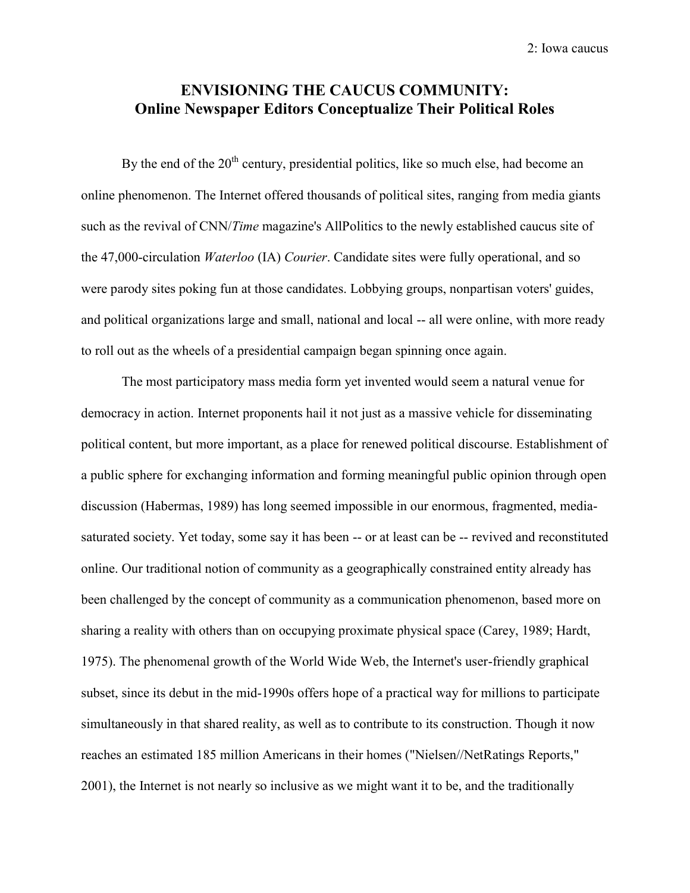# ENVISIONING THE CAUCUS COMMUNITY: Online Newspaper Editors Conceptualize Their Political Roles

By the end of the 20th century, presidential politics, like so much else, had become an online phenomenon. The Internet offered thousands of political sites, ranging from media giants such as the revival of CNN/*Time* magazine's AllPolitics to the newly established caucus site of the 47,000-circulation *Waterloo* (IA) *Courier*. Candidate sites were fully operational, and so were parody sites poking fun at those candidates. Lobbying groups, nonpartisan voters' guides, and political organizations large and small, national and local -- all were online, with more ready to roll out as the wheels of a presidential campaign began spinning once again.

The most participatory mass media form yet invented would seem a natural venue for democracy in action. Internet proponents hail it not just as a massive vehicle for disseminating political content, but more important, as a place for renewed political discourse. Establishment of a public sphere for exchanging information and forming meaningful public opinion through open discussion (Habermas, 1989) has long seemed impossible in our enormous, fragmented, media-saturated society. Yet today, some say it has been -- or at least can be -- revived and reconstituted online. Our traditional notion of community as a geographically constrained entity already has been challenged by the concept of community as a communication phenomenon, based more on sharing a reality with others than on occupying proximate physical space (Carey, 1989; Hardt, 1975). The phenomenal growth of the World Wide Web, the Internet's user-friendly graphical subset, since its debut in the mid-1990s offers hope of a practical way for millions to participate simultaneously in that shared reality, as well as to contribute to its construction. Though it now reaches an estimated 185 million Americans in their homes ("Nielsen//NetRatings Reports," 2001), the Internet is not nearly so inclusive as we might want it to be, and the traditionally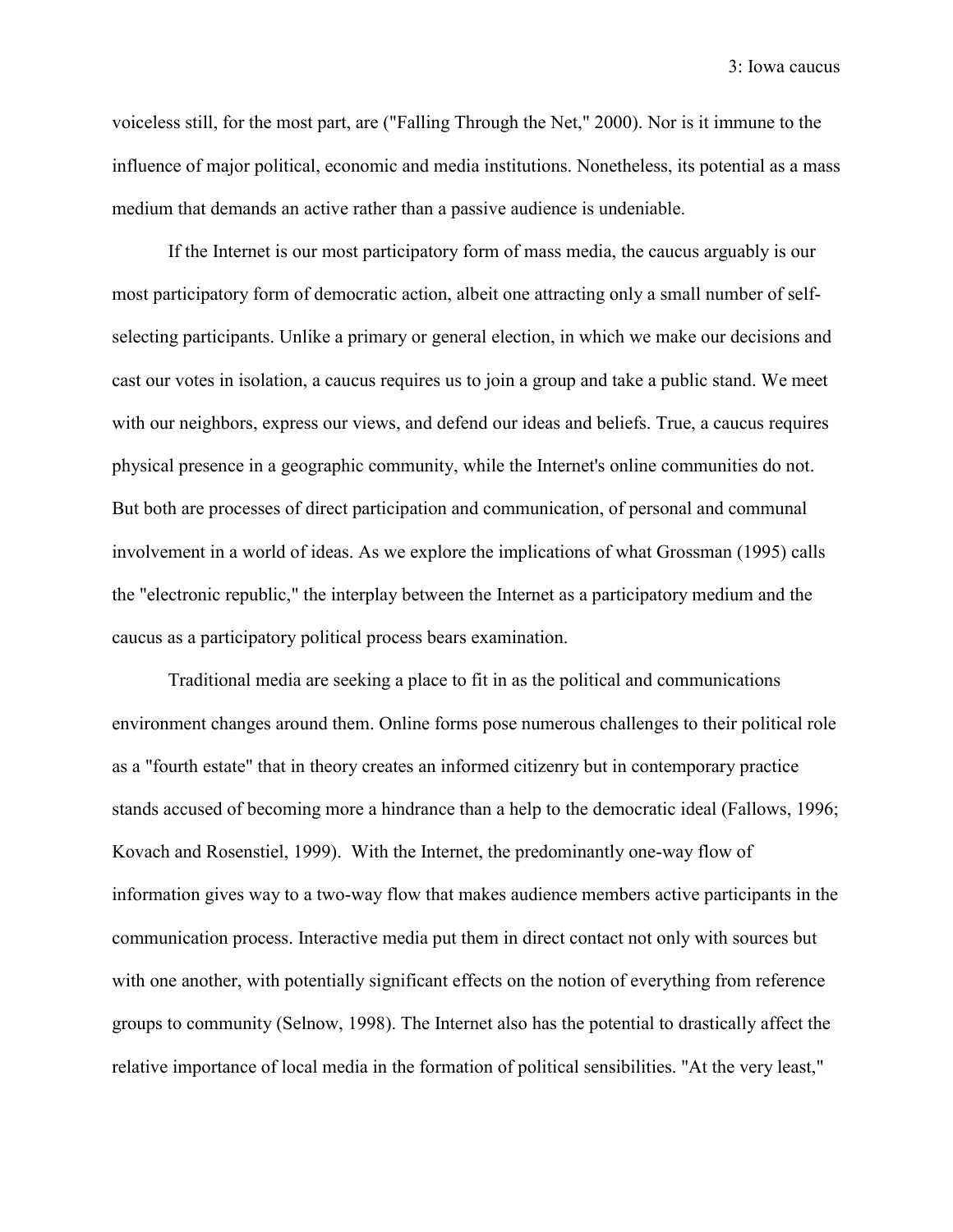voiceless still, for the most part, are ("Falling Through the Net," 2000). Nor is it immune to the influence of major political, economic and media institutions. Nonetheless, its potential as a mass medium that demands an active rather than a passive audience is undeniable.

If the Internet is our most participatory form of mass media, the caucus arguably is our most participatory form of democratic action, albeit one attracting only a small number of self-selecting participants. Unlike a primary or general election, in which we make our decisions and cast our votes in isolation, a caucus requires us to join a group and take a public stand. We meet with our neighbors, express our views, and defend our ideas and beliefs. True, a caucus requires physical presence in a geographic community, while the Internet's online communities do not. But both are processes of direct participation and communication, of personal and communal involvement in a world of ideas. As we explore the implications of what Grossman (1995) calls the "electronic republic," the interplay between the Internet as a participatory medium and the caucus as a participatory political process bears examination.

Traditional media are seeking a place to fit in as the political and communications environment changes around them. Online forms pose numerous challenges to their political role as a "fourth estate" that in theory creates an informed citizenry but in contemporary practice stands accused of becoming more a hindrance than a help to the democratic ideal (Fallows, 1996; Kovach and Rosenstiel, 1999). With the Internet, the predominantly one-way flow of information gives way to a two-way flow that makes audience members active participants in the communication process. Interactive media put them in direct contact not only with sources but with one another, with potentially significant effects on the notion of everything from reference groups to community (Selnow, 1998). The Internet also has the potential to drastically affect the relative importance of local media in the formation of political sensibilities. "At the very least,"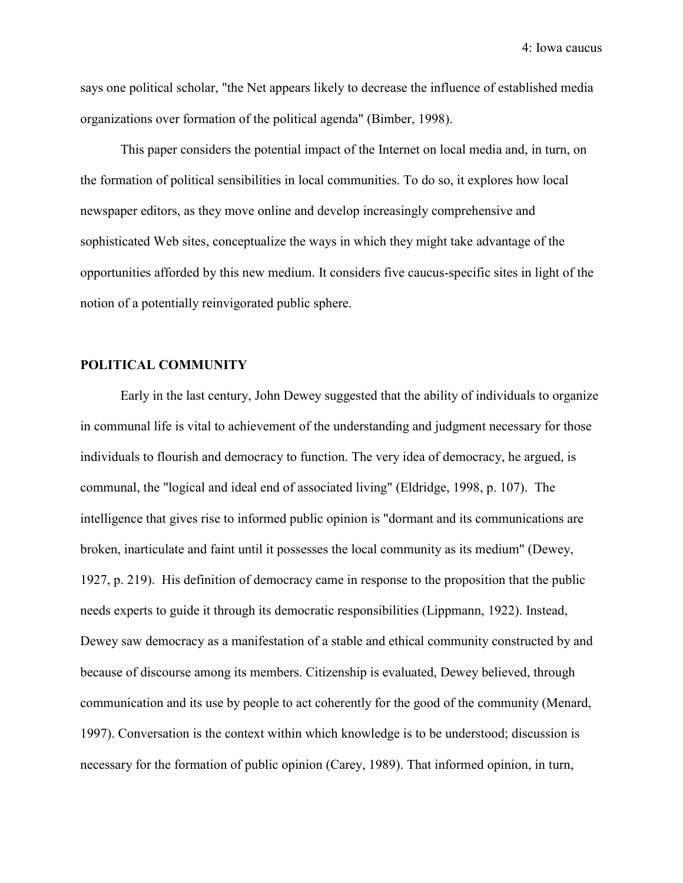says one political scholar, "the Net appears likely to decrease the influence of established media organizations over formation of the political agenda" (Bimber, 1998).

This paper considers the potential impact of the Internet on local media and, in turn, on the formation of political sensibilities in local communities. To do so, it explores how local newspaper editors, as they move online and develop increasingly comprehensive and sophisticated Web sites, conceptualize the ways in which they might take advantage of the opportunities afforded by this new medium. It considers five caucus-specific sites in light of the notion of a potentially reinvigorated public sphere.

## POLITICAL COMMUNITY

Early in the last century, John Dewey suggested that the ability of individuals to organize in communal life is vital to achievement of the understanding and judgment necessary for those individuals to flourish and democracy to function. The very idea of democracy, he argued, is communal, the "logical and ideal end of associated living" (Eldridge, 1998, p. 107). The intelligence that gives rise to informed public opinion is "dormant and its communications are broken, inarticulate and faint until it possesses the local community as its medium" (Dewey, 1927, p. 219). His definition of democracy came in response to the proposition that the public needs experts to guide it through its democratic responsibilities (Lippmann, 1922). Instead, Dewey saw democracy as a manifestation of a stable and ethical community constructed by and because of discourse among its members. Citizenship is evaluated, Dewey believed, through communication and its use by people to act coherently for the good of the community (Menard, 1997). Conversation is the context within which knowledge is to be understood; discussion is necessary for the formation of public opinion (Carey, 1989). That informed opinion, in turn,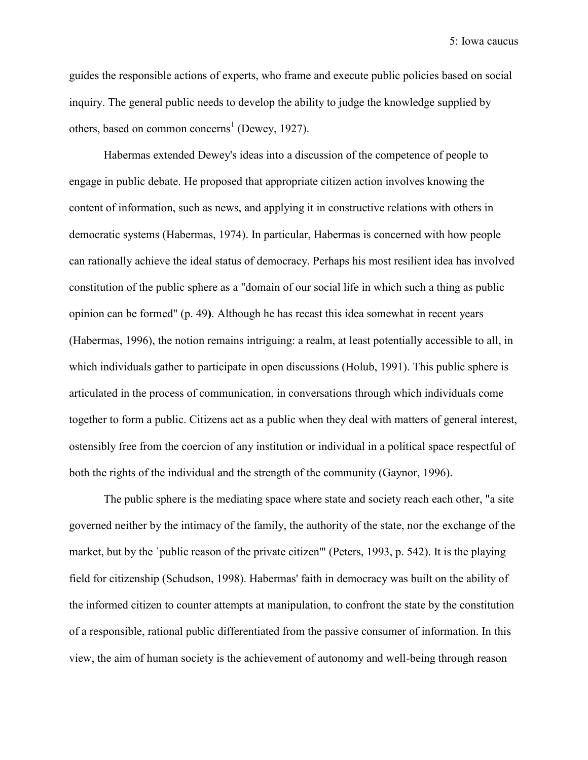guides the responsible actions of experts, who frame and execute public policies based on social inquiry. The general public needs to develop the ability to judge the knowledge supplied by others, based on common concerns[1] (Dewey, 1927).

Habermas extended Dewey's ideas into a discussion of the competence of people to engage in public debate. He proposed that appropriate citizen action involves knowing the content of information, such as news, and applying it in constructive relations with others in democratic systems (Habermas, 1974). In particular, Habermas is concerned with how people can rationally achieve the ideal status of democracy. Perhaps his most resilient idea has involved constitution of the public sphere as a "domain of our social life in which such a thing as public opinion can be formed" (p. 49**)**. Although he has recast this idea somewhat in recent years (Habermas, 1996), the notion remains intriguing: a realm, at least potentially accessible to all, in which individuals gather to participate in open discussions (Holub, 1991). This public sphere is articulated in the process of communication, in conversations through which individuals come together to form a public. Citizens act as a public when they deal with matters of general interest, ostensibly free from the coercion of any institution or individual in a political space respectful of both the rights of the individual and the strength of the community (Gaynor, 1996).

The public sphere is the mediating space where state and society reach each other, "a site governed neither by the intimacy of the family, the authority of the state, nor the exchange of the market, but by the `public reason of the private citizen'" (Peters, 1993, p. 542). It is the playing field for citizenship (Schudson, 1998). Habermas' faith in democracy was built on the ability of the informed citizen to counter attempts at manipulation, to confront the state by the constitution of a responsible, rational public differentiated from the passive consumer of information. In this view, the aim of human society is the achievement of autonomy and well-being through reason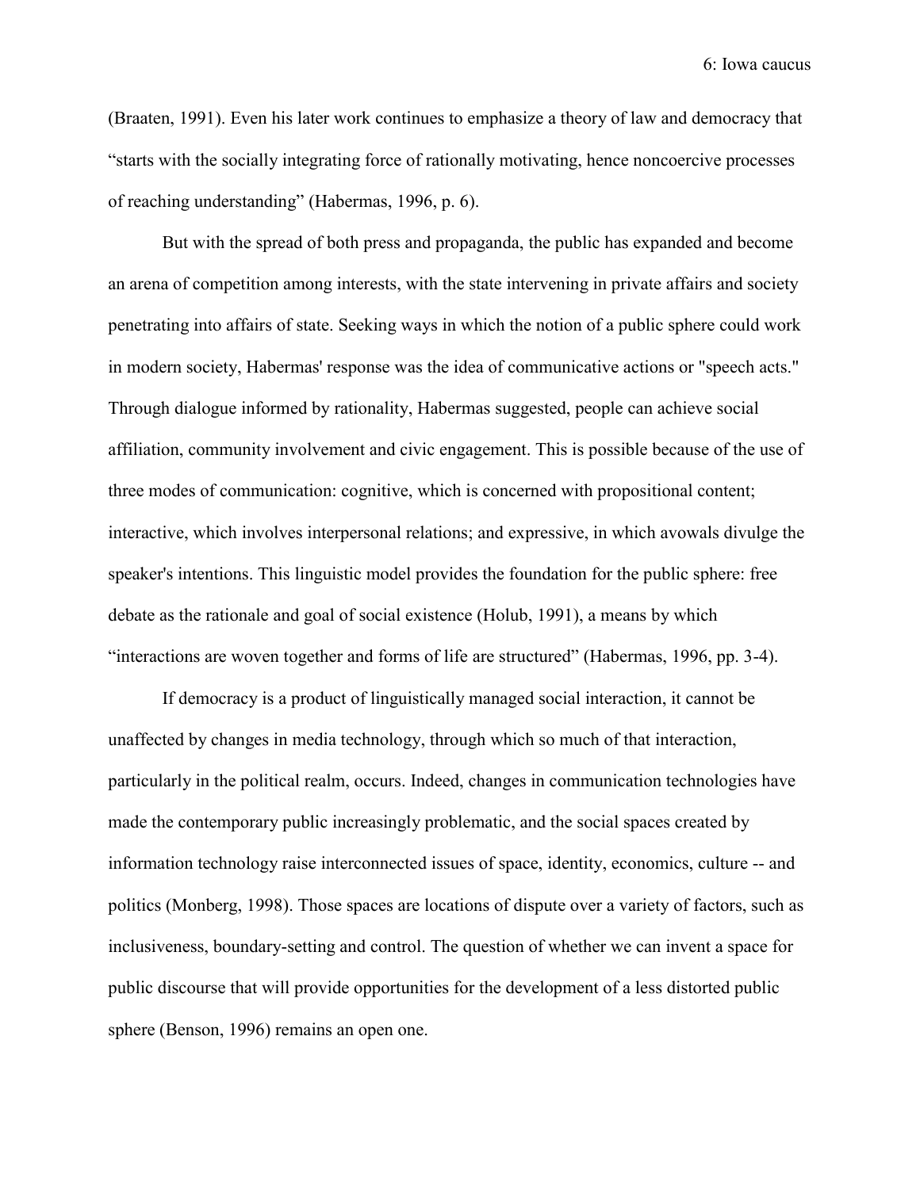(Braaten, 1991). Even his later work continues to emphasize a theory of law and democracy that "starts with the socially integrating force of rationally motivating, hence noncoercive processes of reaching understanding" (Habermas, 1996, p. 6).

But with the spread of both press and propaganda, the public has expanded and become an arena of competition among interests, with the state intervening in private affairs and society penetrating into affairs of state. Seeking ways in which the notion of a public sphere could work in modern society, Habermas' response was the idea of communicative actions or "speech acts." Through dialogue informed by rationality, Habermas suggested, people can achieve social affiliation, community involvement and civic engagement. This is possible because of the use of three modes of communication: cognitive, which is concerned with propositional content; interactive, which involves interpersonal relations; and expressive, in which avowals divulge the speaker's intentions. This linguistic model provides the foundation for the public sphere: free debate as the rationale and goal of social existence (Holub, 1991), a means by which "interactions are woven together and forms of life are structured" (Habermas, 1996, pp. 3-4).

If democracy is a product of linguistically managed social interaction, it cannot be unaffected by changes in media technology, through which so much of that interaction, particularly in the political realm, occurs. Indeed, changes in communication technologies have made the contemporary public increasingly problematic, and the social spaces created by information technology raise interconnected issues of space, identity, economics, culture -- and politics (Monberg, 1998). Those spaces are locations of dispute over a variety of factors, such as inclusiveness, boundary-setting and control. The question of whether we can invent a space for public discourse that will provide opportunities for the development of a less distorted public sphere (Benson, 1996) remains an open one.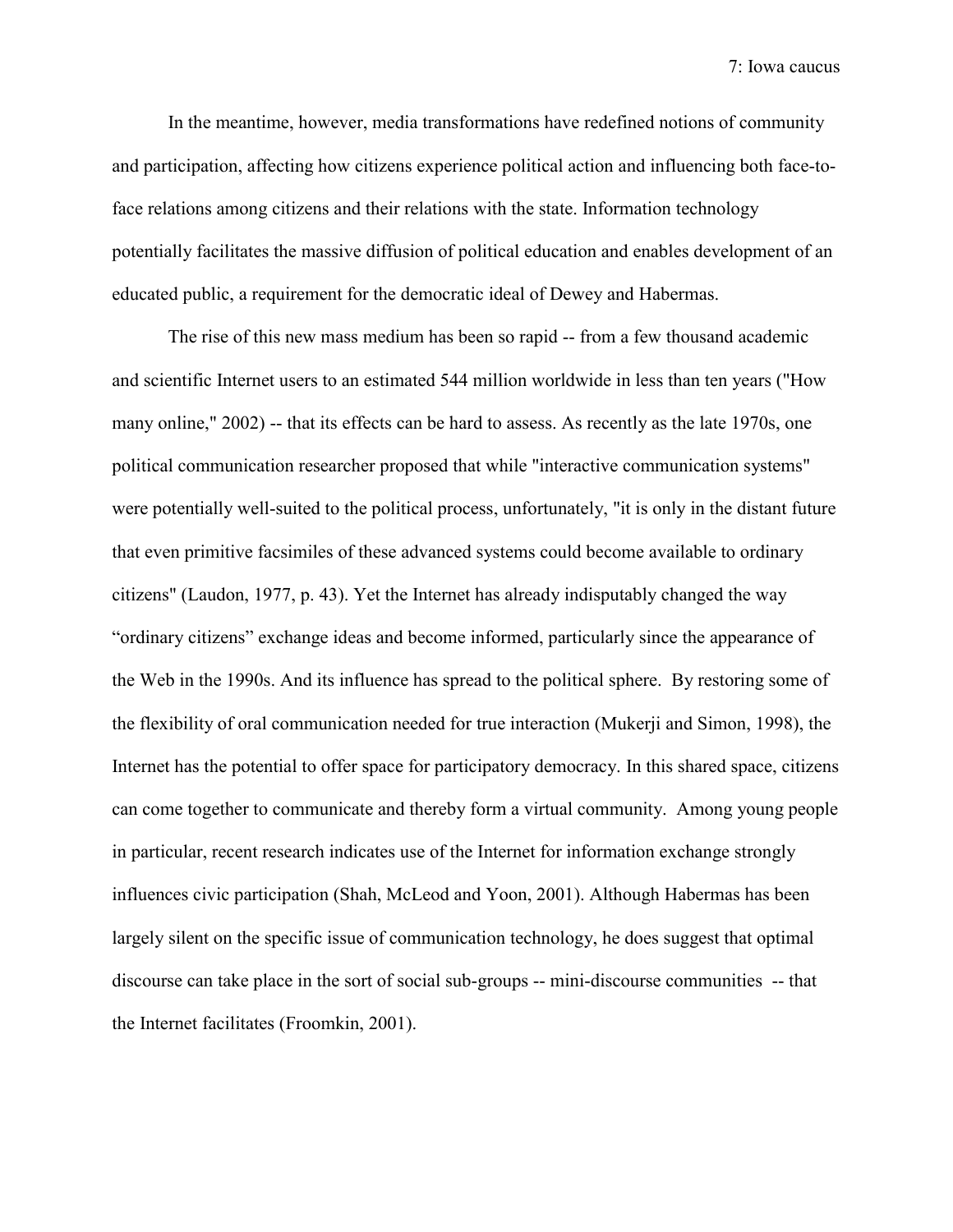In the meantime, however, media transformations have redefined notions of community and participation, affecting how citizens experience political action and influencing both face-to-face relations among citizens and their relations with the state. Information technology potentially facilitates the massive diffusion of political education and enables development of an educated public, a requirement for the democratic ideal of Dewey and Habermas.

The rise of this new mass medium has been so rapid -- from a few thousand academic and scientific Internet users to an estimated 544 million worldwide in less than ten years ("How many online," 2002) -- that its effects can be hard to assess. As recently as the late 1970s, one political communication researcher proposed that while "interactive communication systems" were potentially well-suited to the political process, unfortunately, "it is only in the distant future that even primitive facsimiles of these advanced systems could become available to ordinary citizens" (Laudon, 1977, p. 43). Yet the Internet has already indisputably changed the way "ordinary citizens" exchange ideas and become informed, particularly since the appearance of the Web in the 1990s. And its influence has spread to the political sphere. By restoring some of the flexibility of oral communication needed for true interaction (Mukerji and Simon, 1998), the Internet has the potential to offer space for participatory democracy. In this shared space, citizens can come together to communicate and thereby form a virtual community. Among young people in particular, recent research indicates use of the Internet for information exchange strongly influences civic participation (Shah, McLeod and Yoon, 2001). Although Habermas has been largely silent on the specific issue of communication technology, he does suggest that optimal discourse can take place in the sort of social sub-groups -- mini-discourse communities -- that the Internet facilitates (Froomkin, 2001).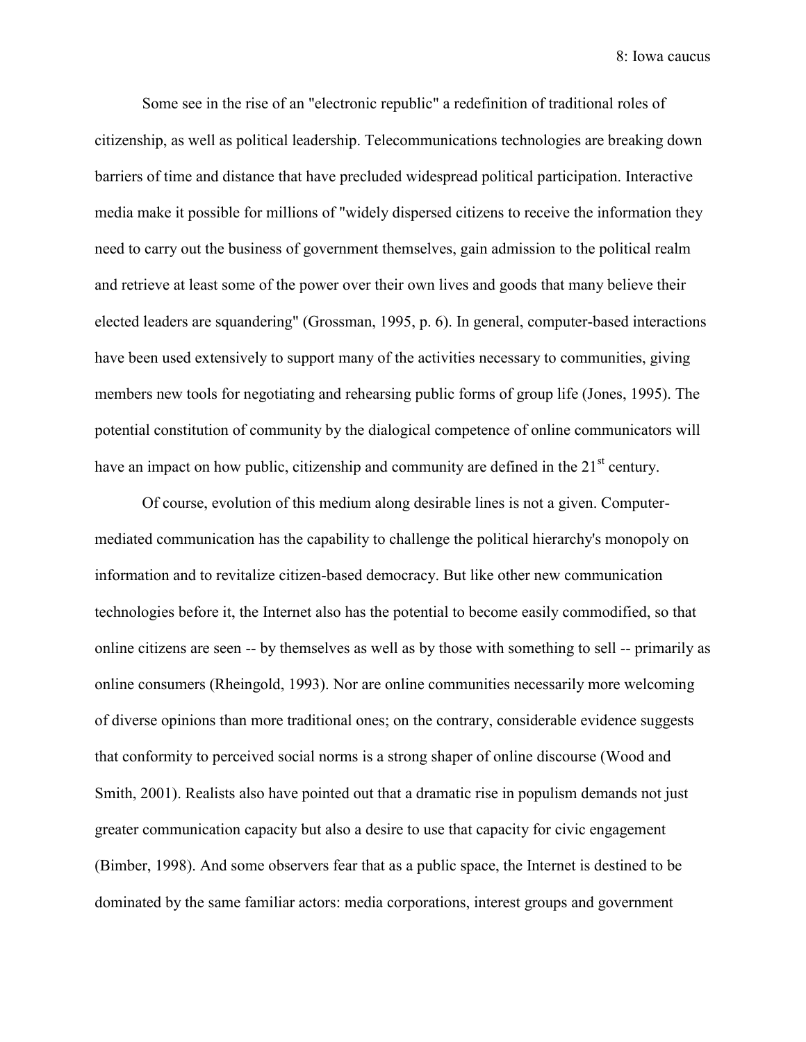Some see in the rise of an "electronic republic" a redefinition of traditional roles of citizenship, as well as political leadership. Telecommunications technologies are breaking down barriers of time and distance that have precluded widespread political participation. Interactive media make it possible for millions of "widely dispersed citizens to receive the information they need to carry out the business of government themselves, gain admission to the political realm and retrieve at least some of the power over their own lives and goods that many believe their elected leaders are squandering" (Grossman, 1995, p. 6). In general, computer-based interactions have been used extensively to support many of the activities necessary to communities, giving members new tools for negotiating and rehearsing public forms of group life (Jones, 1995). The potential constitution of community by the dialogical competence of online communicators will have an impact on how public, citizenship and community are defined in the 21st century.

Of course, evolution of this medium along desirable lines is not a given. Computer-mediated communication has the capability to challenge the political hierarchy's monopoly on information and to revitalize citizen-based democracy. But like other new communication technologies before it, the Internet also has the potential to become easily commodified, so that online citizens are seen -- by themselves as well as by those with something to sell -- primarily as online consumers (Rheingold, 1993). Nor are online communities necessarily more welcoming of diverse opinions than more traditional ones; on the contrary, considerable evidence suggests that conformity to perceived social norms is a strong shaper of online discourse (Wood and Smith, 2001). Realists also have pointed out that a dramatic rise in populism demands not just greater communication capacity but also a desire to use that capacity for civic engagement (Bimber, 1998). And some observers fear that as a public space, the Internet is destined to be dominated by the same familiar actors: media corporations, interest groups and government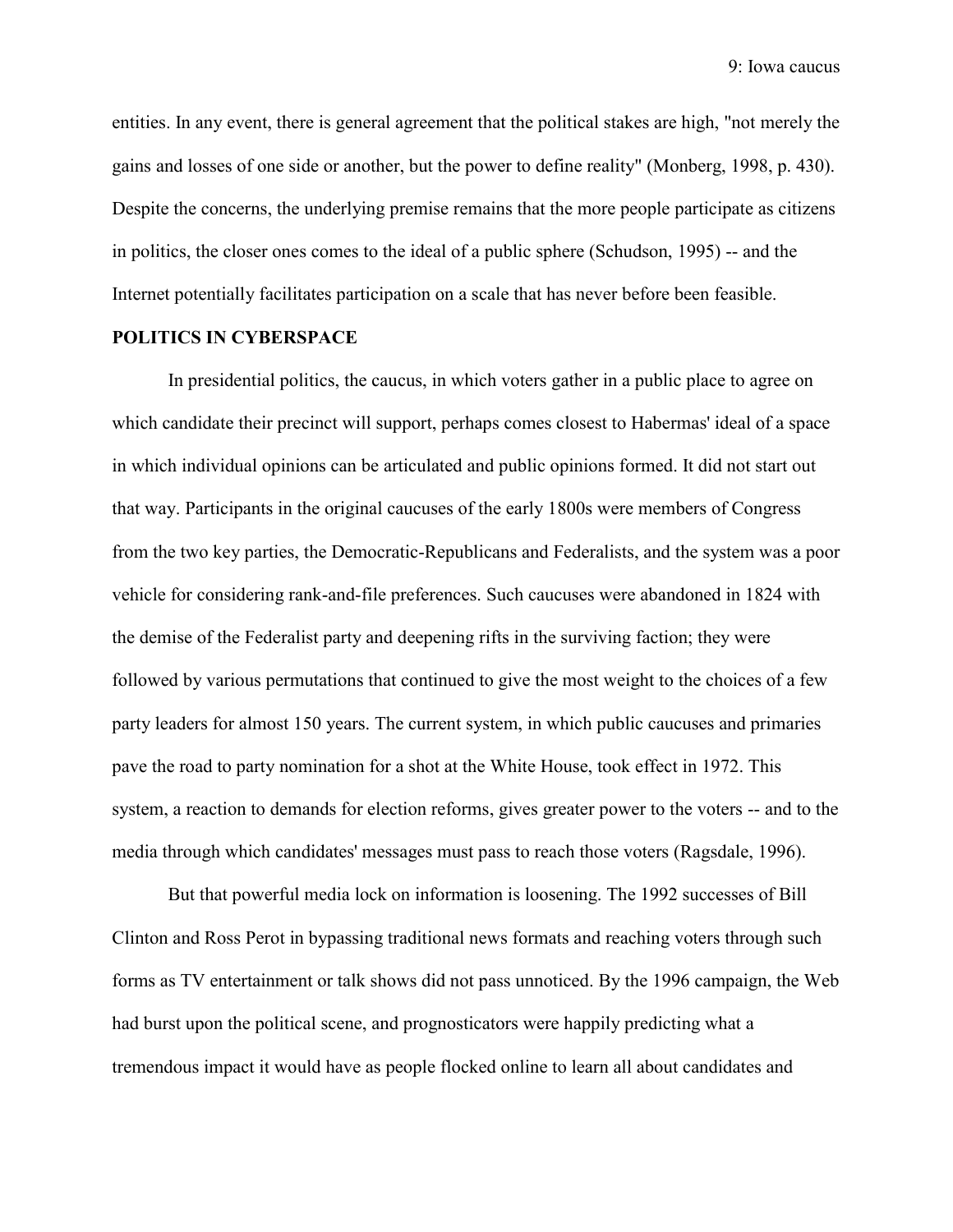entities. In any event, there is general agreement that the political stakes are high, "not merely the gains and losses of one side or another, but the power to define reality" (Monberg, 1998, p. 430). Despite the concerns, the underlying premise remains that the more people participate as citizens in politics, the closer ones comes to the ideal of a public sphere (Schudson, 1995) -- and the Internet potentially facilitates participation on a scale that has never before been feasible.

## POLITICS IN CYBERSPACE

In presidential politics, the caucus, in which voters gather in a public place to agree on which candidate their precinct will support, perhaps comes closest to Habermas' ideal of a space in which individual opinions can be articulated and public opinions formed. It did not start out that way. Participants in the original caucuses of the early 1800s were members of Congress from the two key parties, the Democratic-Republicans and Federalists, and the system was a poor vehicle for considering rank-and-file preferences. Such caucuses were abandoned in 1824 with the demise of the Federalist party and deepening rifts in the surviving faction; they were followed by various permutations that continued to give the most weight to the choices of a few party leaders for almost 150 years. The current system, in which public caucuses and primaries pave the road to party nomination for a shot at the White House, took effect in 1972. This system, a reaction to demands for election reforms, gives greater power to the voters -- and to the media through which candidates' messages must pass to reach those voters (Ragsdale, 1996).

But that powerful media lock on information is loosening. The 1992 successes of Bill Clinton and Ross Perot in bypassing traditional news formats and reaching voters through such forms as TV entertainment or talk shows did not pass unnoticed. By the 1996 campaign, the Web had burst upon the political scene, and prognosticators were happily predicting what a tremendous impact it would have as people flocked online to learn all about candidates and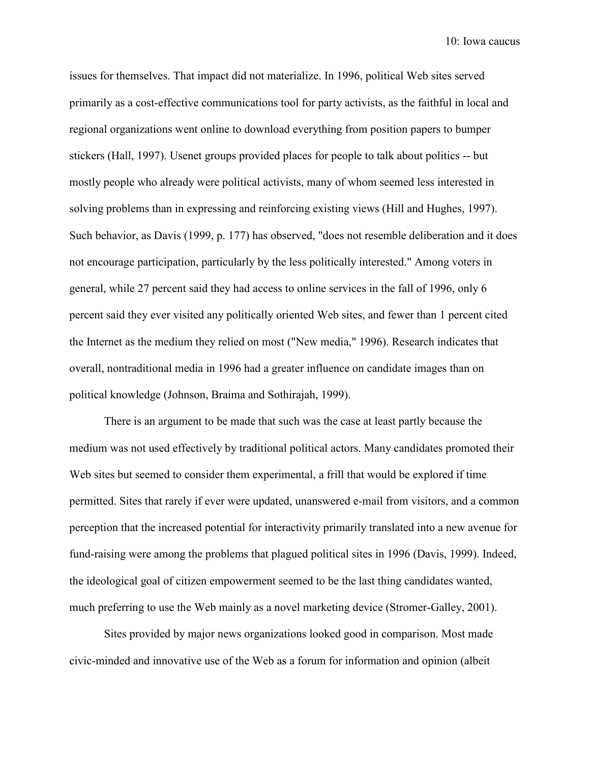issues for themselves. That impact did not materialize. In 1996, political Web sites served primarily as a cost-effective communications tool for party activists, as the faithful in local and regional organizations went online to download everything from position papers to bumper stickers (Hall, 1997). Usenet groups provided places for people to talk about politics -- but mostly people who already were political activists, many of whom seemed less interested in solving problems than in expressing and reinforcing existing views (Hill and Hughes, 1997). Such behavior, as Davis (1999, p. 177) has observed, "does not resemble deliberation and it does not encourage participation, particularly by the less politically interested." Among voters in general, while 27 percent said they had access to online services in the fall of 1996, only 6 percent said they ever visited any politically oriented Web sites, and fewer than 1 percent cited the Internet as the medium they relied on most ("New media," 1996). Research indicates that overall, nontraditional media in 1996 had a greater influence on candidate images than on political knowledge (Johnson, Braima and Sothirajah, 1999).

There is an argument to be made that such was the case at least partly because the medium was not used effectively by traditional political actors. Many candidates promoted their Web sites but seemed to consider them experimental, a frill that would be explored if time permitted. Sites that rarely if ever were updated, unanswered e-mail from visitors, and a common perception that the increased potential for interactivity primarily translated into a new avenue for fund-raising were among the problems that plagued political sites in 1996 (Davis, 1999). Indeed, the ideological goal of citizen empowerment seemed to be the last thing candidates wanted, much preferring to use the Web mainly as a novel marketing device (Stromer-Galley, 2001).

Sites provided by major news organizations looked good in comparison. Most made civic-minded and innovative use of the Web as a forum for information and opinion (albeit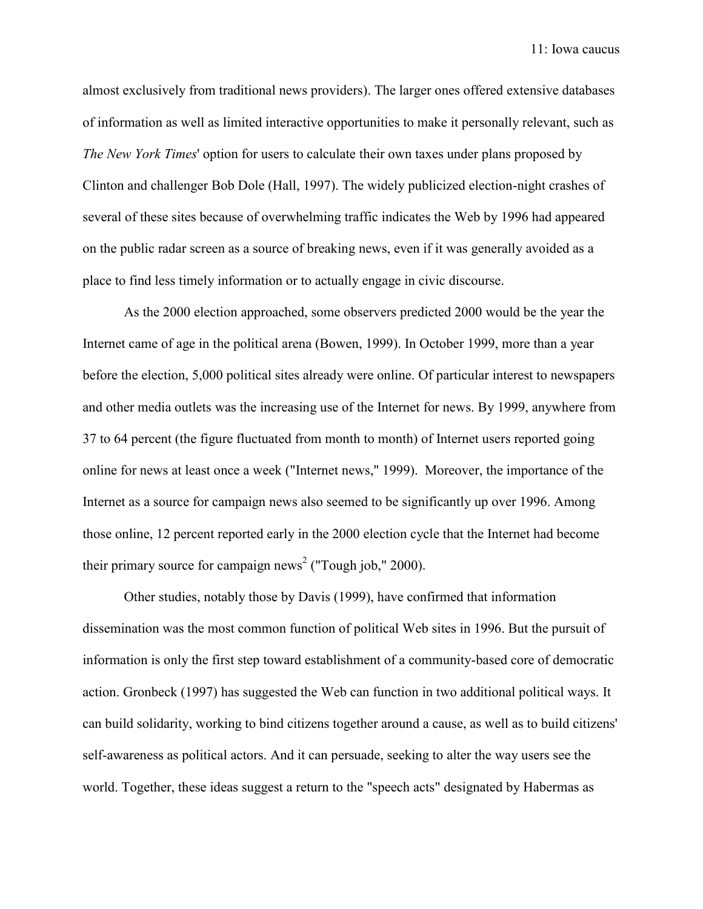almost exclusively from traditional news providers). The larger ones offered extensive databases of information as well as limited interactive opportunities to make it personally relevant, such as *The New York Times*' option for users to calculate their own taxes under plans proposed by Clinton and challenger Bob Dole (Hall, 1997). The widely publicized election-night crashes of several of these sites because of overwhelming traffic indicates the Web by 1996 had appeared on the public radar screen as a source of breaking news, even if it was generally avoided as a place to find less timely information or to actually engage in civic discourse.

As the 2000 election approached, some observers predicted 2000 would be the year the Internet came of age in the political arena (Bowen, 1999). In October 1999, more than a year before the election, 5,000 political sites already were online. Of particular interest to newspapers and other media outlets was the increasing use of the Internet for news. By 1999, anywhere from 37 to 64 percent (the figure fluctuated from month to month) of Internet users reported going online for news at least once a week ("Internet news," 1999). Moreover, the importance of the Internet as a source for campaign news also seemed to be significantly up over 1996. Among those online, 12 percent reported early in the 2000 election cycle that the Internet had become their primary source for campaign news[2] ("Tough job," 2000).

Other studies, notably those by Davis (1999), have confirmed that information dissemination was the most common function of political Web sites in 1996. But the pursuit of information is only the first step toward establishment of a community-based core of democratic action. Gronbeck (1997) has suggested the Web can function in two additional political ways. It can build solidarity, working to bind citizens together around a cause, as well as to build citizens' self-awareness as political actors. And it can persuade, seeking to alter the way users see the world. Together, these ideas suggest a return to the "speech acts" designated by Habermas as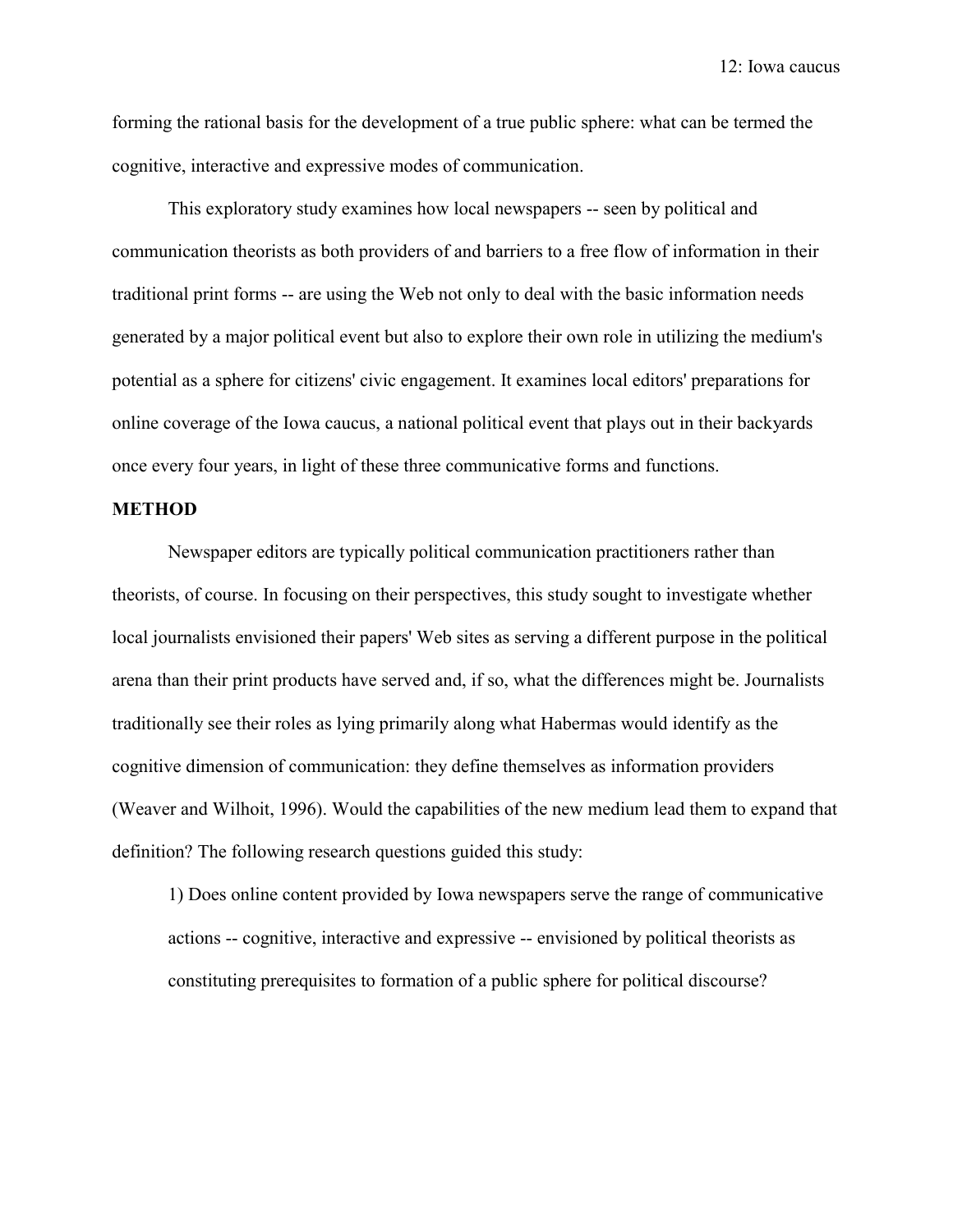forming the rational basis for the development of a true public sphere: what can be termed the cognitive, interactive and expressive modes of communication.

This exploratory study examines how local newspapers -- seen by political and communication theorists as both providers of and barriers to a free flow of information in their traditional print forms -- are using the Web not only to deal with the basic information needs generated by a major political event but also to explore their own role in utilizing the medium's potential as a sphere for citizens' civic engagement. It examines local editors' preparations for online coverage of the Iowa caucus, a national political event that plays out in their backyards once every four years, in light of these three communicative forms and functions.

**METHOD**

Newspaper editors are typically political communication practitioners rather than theorists, of course. In focusing on their perspectives, this study sought to investigate whether local journalists envisioned their papers' Web sites as serving a different purpose in the political arena than their print products have served and, if so, what the differences might be. Journalists traditionally see their roles as lying primarily along what Habermas would identify as the cognitive dimension of communication: they define themselves as information providers (Weaver and Wilhoit, 1996). Would the capabilities of the new medium lead them to expand that definition? The following research questions guided this study:

1) Does online content provided by Iowa newspapers serve the range of communicative actions -- cognitive, interactive and expressive -- envisioned by political theorists as constituting prerequisites to formation of a public sphere for political discourse?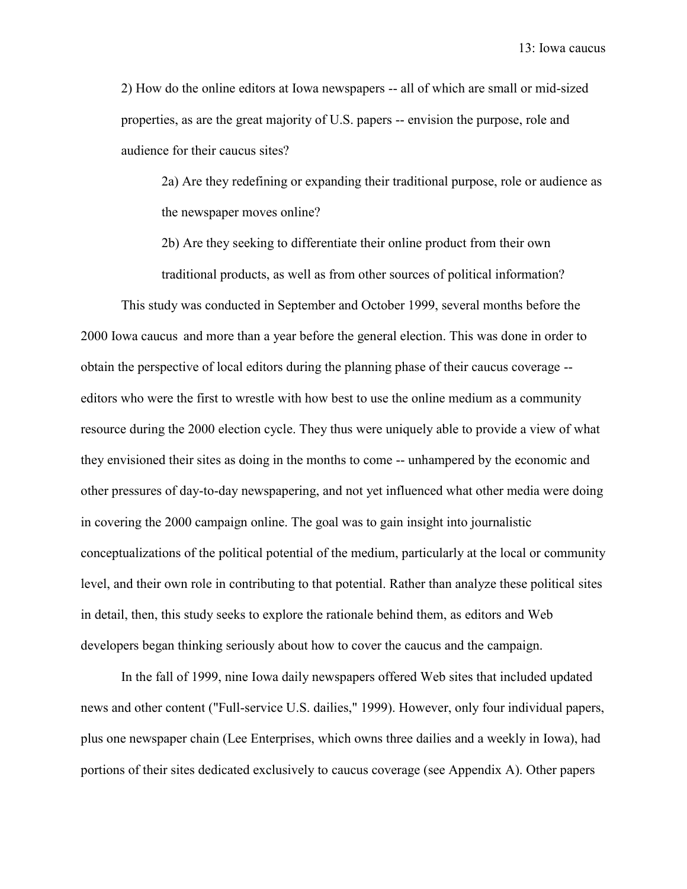2) How do the online editors at Iowa newspapers -- all of which are small or mid-sized properties, as are the great majority of U.S. papers -- envision the purpose, role and audience for their caucus sites?

2a) Are they redefining or expanding their traditional purpose, role or audience as the newspaper moves online?

2b) Are they seeking to differentiate their online product from their own traditional products, as well as from other sources of political information?

This study was conducted in September and October 1999, several months before the 2000 Iowa caucus and more than a year before the general election. This was done in order to obtain the perspective of local editors during the planning phase of their caucus coverage -- editors who were the first to wrestle with how best to use the online medium as a community resource during the 2000 election cycle. They thus were uniquely able to provide a view of what they envisioned their sites as doing in the months to come -- unhampered by the economic and other pressures of day-to-day newspapering, and not yet influenced what other media were doing in covering the 2000 campaign online. The goal was to gain insight into journalistic conceptualizations of the political potential of the medium, particularly at the local or community level, and their own role in contributing to that potential. Rather than analyze these political sites in detail, then, this study seeks to explore the rationale behind them, as editors and Web developers began thinking seriously about how to cover the caucus and the campaign.

In the fall of 1999, nine Iowa daily newspapers offered Web sites that included updated news and other content ("Full-service U.S. dailies," 1999). However, only four individual papers, plus one newspaper chain (Lee Enterprises, which owns three dailies and a weekly in Iowa), had portions of their sites dedicated exclusively to caucus coverage (see Appendix A). Other papers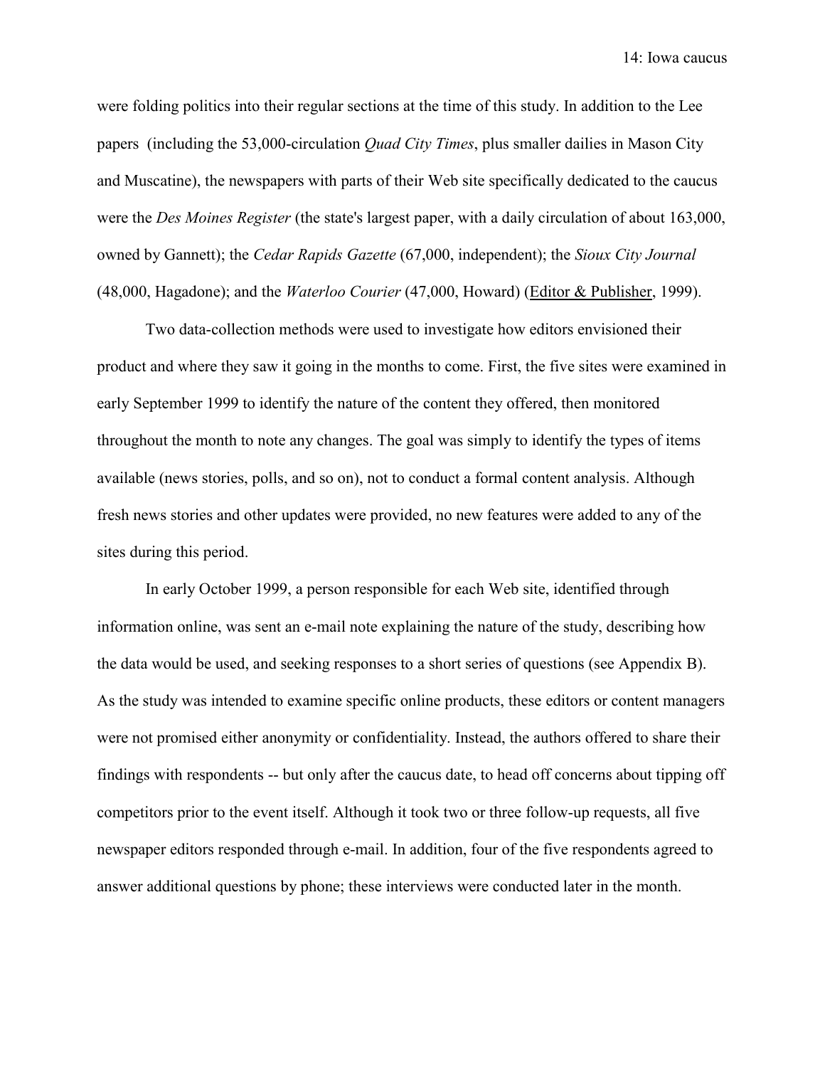were folding politics into their regular sections at the time of this study. In addition to the Lee papers (including the 53,000-circulation *Quad City Times*, plus smaller dailies in Mason City and Muscatine), the newspapers with parts of their Web site specifically dedicated to the caucus were the *Des Moines Register* (the state's largest paper, with a daily circulation of about 163,000, owned by Gannett); the *Cedar Rapids Gazette* (67,000, independent); the *Sioux City Journal* (48,000, Hagadone); and the *Waterloo Courier* (47,000, Howard) (Editor & Publisher, 1999).

Two data-collection methods were used to investigate how editors envisioned their product and where they saw it going in the months to come. First, the five sites were examined in early September 1999 to identify the nature of the content they offered, then monitored throughout the month to note any changes. The goal was simply to identify the types of items available (news stories, polls, and so on), not to conduct a formal content analysis. Although fresh news stories and other updates were provided, no new features were added to any of the sites during this period.

In early October 1999, a person responsible for each Web site, identified through information online, was sent an e-mail note explaining the nature of the study, describing how the data would be used, and seeking responses to a short series of questions (see Appendix B). As the study was intended to examine specific online products, these editors or content managers were not promised either anonymity or confidentiality. Instead, the authors offered to share their findings with respondents -- but only after the caucus date, to head off concerns about tipping off competitors prior to the event itself. Although it took two or three follow-up requests, all five newspaper editors responded through e-mail. In addition, four of the five respondents agreed to answer additional questions by phone; these interviews were conducted later in the month.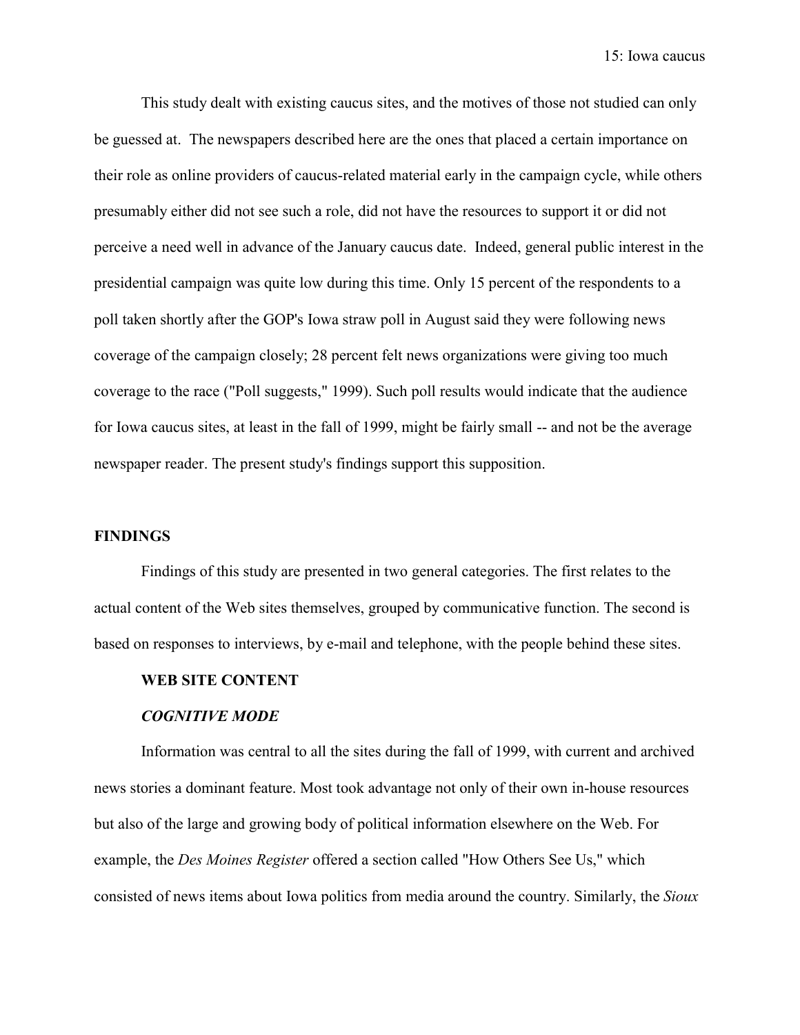This study dealt with existing caucus sites, and the motives of those not studied can only be guessed at. The newspapers described here are the ones that placed a certain importance on their role as online providers of caucus-related material early in the campaign cycle, while others presumably either did not see such a role, did not have the resources to support it or did not perceive a need well in advance of the January caucus date. Indeed, general public interest in the presidential campaign was quite low during this time. Only 15 percent of the respondents to a poll taken shortly after the GOP's Iowa straw poll in August said they were following news coverage of the campaign closely; 28 percent felt news organizations were giving too much coverage to the race ("Poll suggests," 1999). Such poll results would indicate that the audience for Iowa caucus sites, at least in the fall of 1999, might be fairly small -- and not be the average newspaper reader. The present study's findings support this supposition.

## FINDINGS

Findings of this study are presented in two general categories. The first relates to the actual content of the Web sites themselves, grouped by communicative function. The second is based on responses to interviews, by e-mail and telephone, with the people behind these sites.

### WEB SITE CONTENT

#### *COGNITIVE MODE*

Information was central to all the sites during the fall of 1999, with current and archived news stories a dominant feature. Most took advantage not only of their own in-house resources but also of the large and growing body of political information elsewhere on the Web. For example, the *Des Moines Register* offered a section called "How Others See Us," which consisted of news items about Iowa politics from media around the country. Similarly, the *Sioux*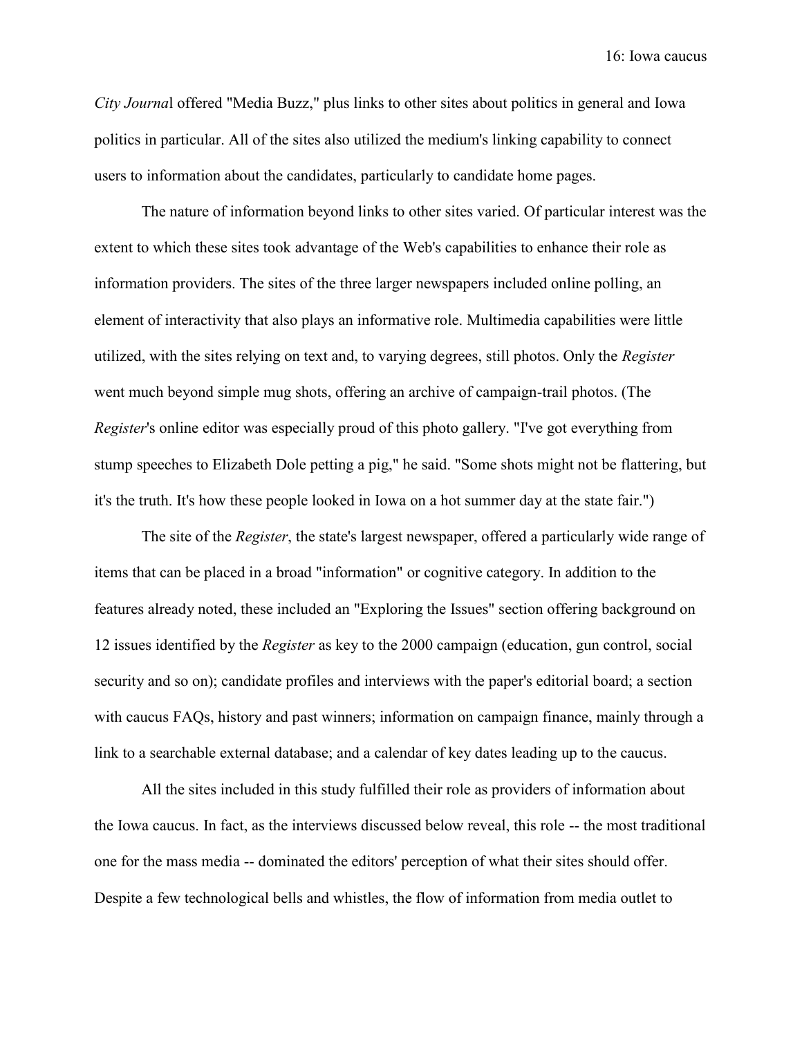*City Journa*l offered "Media Buzz," plus links to other sites about politics in general and Iowa politics in particular. All of the sites also utilized the medium's linking capability to connect users to information about the candidates, particularly to candidate home pages.

The nature of information beyond links to other sites varied. Of particular interest was the extent to which these sites took advantage of the Web's capabilities to enhance their role as information providers. The sites of the three larger newspapers included online polling, an element of interactivity that also plays an informative role. Multimedia capabilities were little utilized, with the sites relying on text and, to varying degrees, still photos. Only the *Register* went much beyond simple mug shots, offering an archive of campaign-trail photos. (The *Register*'s online editor was especially proud of this photo gallery. "I've got everything from stump speeches to Elizabeth Dole petting a pig," he said. "Some shots might not be flattering, but it's the truth. It's how these people looked in Iowa on a hot summer day at the state fair.")

The site of the *Register*, the state's largest newspaper, offered a particularly wide range of items that can be placed in a broad "information" or cognitive category. In addition to the features already noted, these included an "Exploring the Issues" section offering background on 12 issues identified by the *Register* as key to the 2000 campaign (education, gun control, social security and so on); candidate profiles and interviews with the paper's editorial board; a section with caucus FAQs, history and past winners; information on campaign finance, mainly through a link to a searchable external database; and a calendar of key dates leading up to the caucus.

All the sites included in this study fulfilled their role as providers of information about the Iowa caucus. In fact, as the interviews discussed below reveal, this role -- the most traditional one for the mass media -- dominated the editors' perception of what their sites should offer. Despite a few technological bells and whistles, the flow of information from media outlet to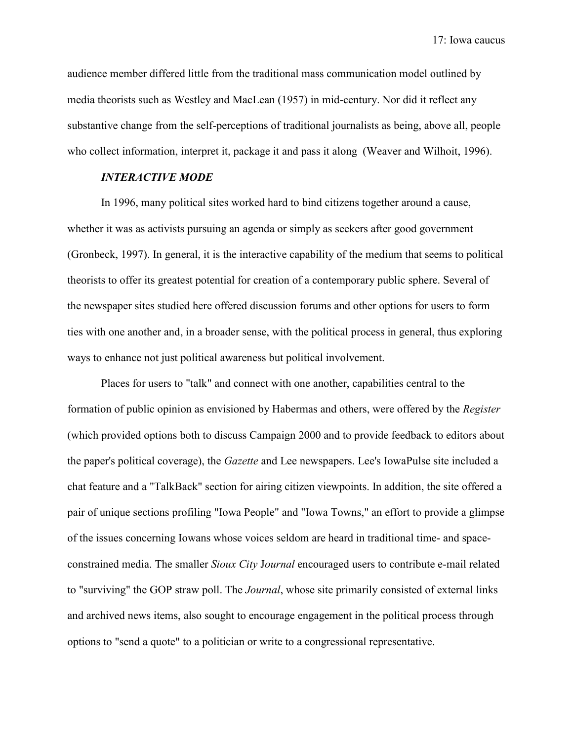audience member differed little from the traditional mass communication model outlined by media theorists such as Westley and MacLean (1957) in mid-century. Nor did it reflect any substantive change from the self-perceptions of traditional journalists as being, above all, people who collect information, interpret it, package it and pass it along (Weaver and Wilhoit, 1996).

### *INTERACTIVE MODE*

In 1996, many political sites worked hard to bind citizens together around a cause, whether it was as activists pursuing an agenda or simply as seekers after good government (Gronbeck, 1997). In general, it is the interactive capability of the medium that seems to political theorists to offer its greatest potential for creation of a contemporary public sphere. Several of the newspaper sites studied here offered discussion forums and other options for users to form ties with one another and, in a broader sense, with the political process in general, thus exploring ways to enhance not just political awareness but political involvement.

Places for users to "talk" and connect with one another, capabilities central to the formation of public opinion as envisioned by Habermas and others, were offered by the *Register* (which provided options both to discuss Campaign 2000 and to provide feedback to editors about the paper's political coverage), the *Gazette* and Lee newspapers. Lee's IowaPulse site included a chat feature and a "TalkBack" section for airing citizen viewpoints. In addition, the site offered a pair of unique sections profiling "Iowa People" and "Iowa Towns," an effort to provide a glimpse of the issues concerning Iowans whose voices seldom are heard in traditional time- and space-constrained media. The smaller *Sioux City Journal* encouraged users to contribute e-mail related to "surviving" the GOP straw poll. The *Journal*, whose site primarily consisted of external links and archived news items, also sought to encourage engagement in the political process through options to "send a quote" to a politician or write to a congressional representative.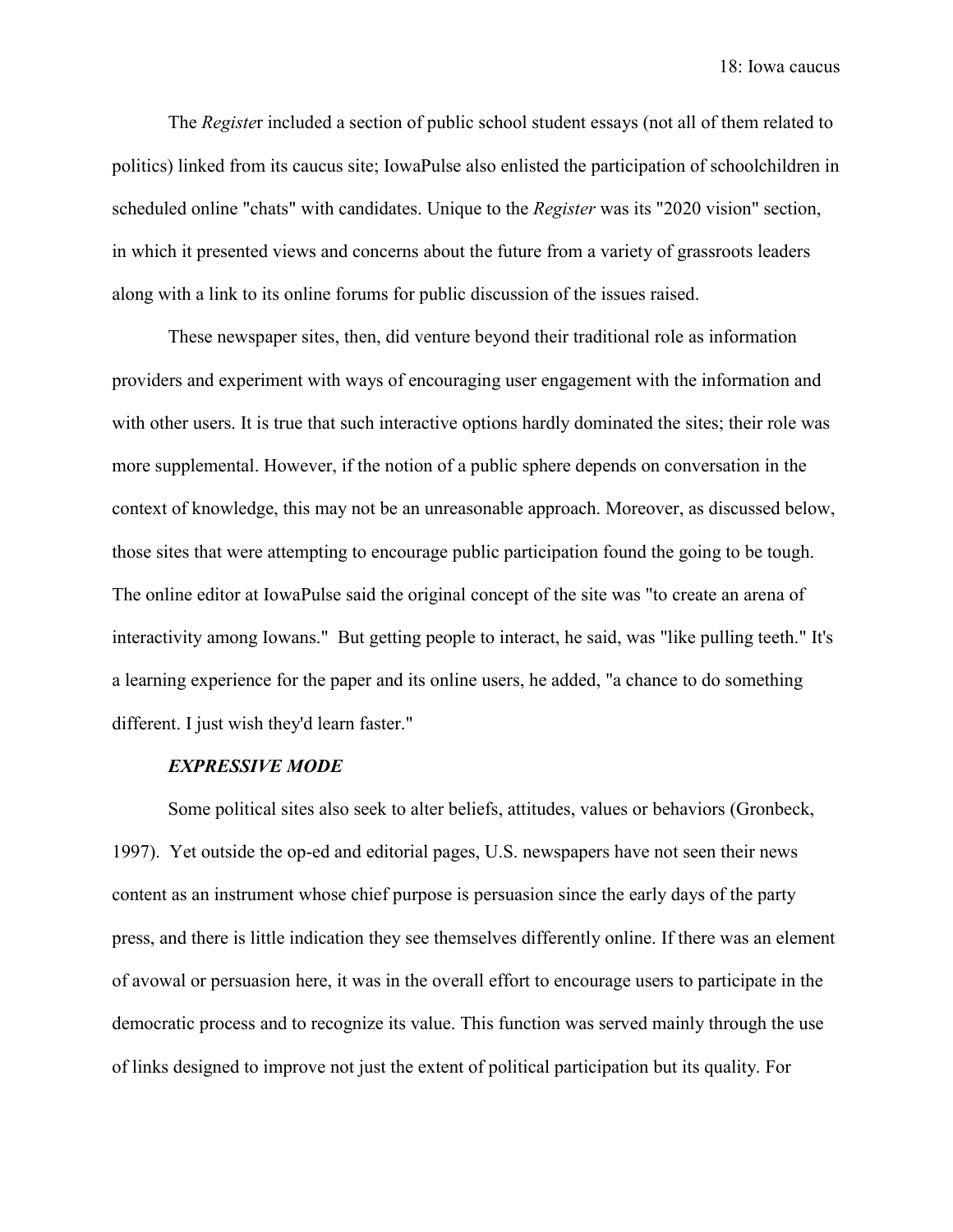The *Register* included a section of public school student essays (not all of them related to politics) linked from its caucus site; IowaPulse also enlisted the participation of schoolchildren in scheduled online "chats" with candidates. Unique to the *Register* was its "2020 vision" section, in which it presented views and concerns about the future from a variety of grassroots leaders along with a link to its online forums for public discussion of the issues raised.

These newspaper sites, then, did venture beyond their traditional role as information providers and experiment with ways of encouraging user engagement with the information and with other users. It is true that such interactive options hardly dominated the sites; their role was more supplemental. However, if the notion of a public sphere depends on conversation in the context of knowledge, this may not be an unreasonable approach. Moreover, as discussed below, those sites that were attempting to encourage public participation found the going to be tough. The online editor at IowaPulse said the original concept of the site was "to create an arena of interactivity among Iowans." But getting people to interact, he said, was "like pulling teeth." It's a learning experience for the paper and its online users, he added, "a chance to do something different. I just wish they'd learn faster."

### *EXPRESSIVE MODE*

Some political sites also seek to alter beliefs, attitudes, values or behaviors (Gronbeck, 1997). Yet outside the op-ed and editorial pages, U.S. newspapers have not seen their news content as an instrument whose chief purpose is persuasion since the early days of the party press, and there is little indication they see themselves differently online. If there was an element of avowal or persuasion here, it was in the overall effort to encourage users to participate in the democratic process and to recognize its value. This function was served mainly through the use of links designed to improve not just the extent of political participation but its quality. For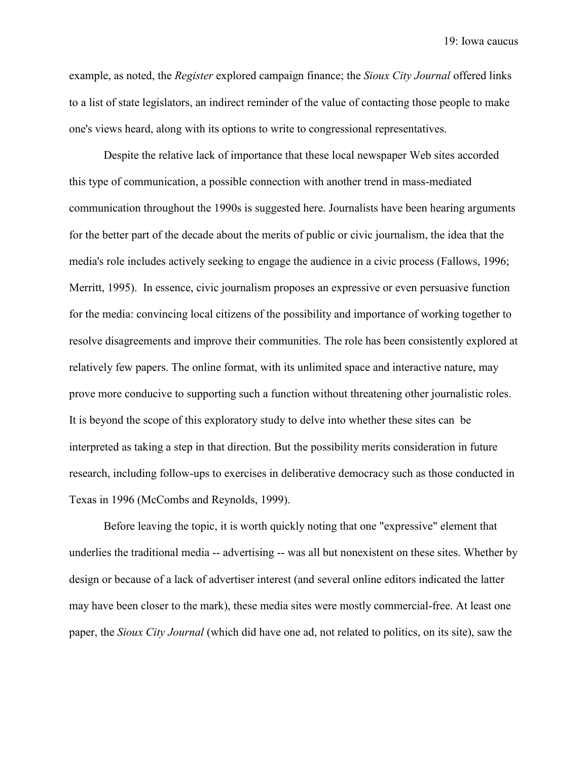example, as noted, the *Register* explored campaign finance; the *Sioux City Journal* offered links to a list of state legislators, an indirect reminder of the value of contacting those people to make one's views heard, along with its options to write to congressional representatives.

Despite the relative lack of importance that these local newspaper Web sites accorded this type of communication, a possible connection with another trend in mass-mediated communication throughout the 1990s is suggested here. Journalists have been hearing arguments for the better part of the decade about the merits of public or civic journalism, the idea that the media's role includes actively seeking to engage the audience in a civic process (Fallows, 1996; Merritt, 1995). In essence, civic journalism proposes an expressive or even persuasive function for the media: convincing local citizens of the possibility and importance of working together to resolve disagreements and improve their communities. The role has been consistently explored at relatively few papers. The online format, with its unlimited space and interactive nature, may prove more conducive to supporting such a function without threatening other journalistic roles. It is beyond the scope of this exploratory study to delve into whether these sites can be interpreted as taking a step in that direction. But the possibility merits consideration in future research, including follow-ups to exercises in deliberative democracy such as those conducted in Texas in 1996 (McCombs and Reynolds, 1999).

Before leaving the topic, it is worth quickly noting that one "expressive" element that underlies the traditional media -- advertising -- was all but nonexistent on these sites. Whether by design or because of a lack of advertiser interest (and several online editors indicated the latter may have been closer to the mark), these media sites were mostly commercial-free. At least one paper, the *Sioux City Journal* (which did have one ad, not related to politics, on its site), saw the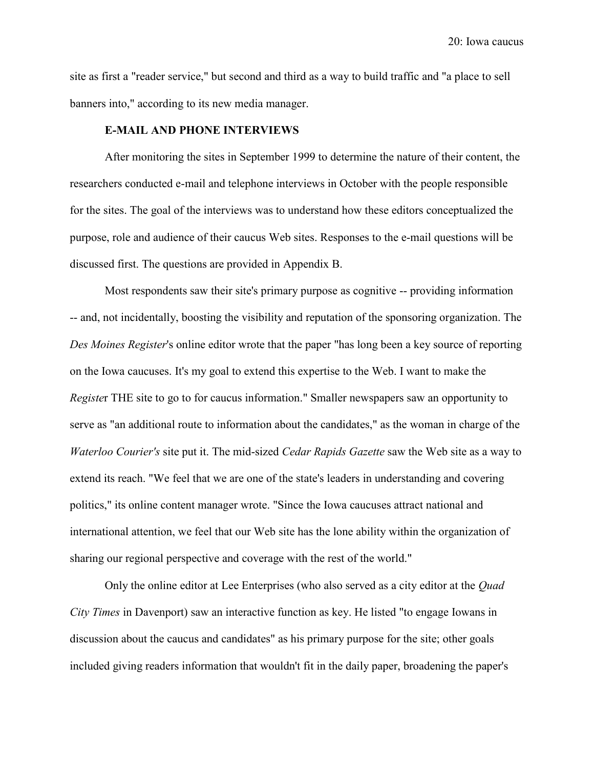site as first a "reader service," but second and third as a way to build traffic and "a place to sell banners into," according to its new media manager.

**E-MAIL AND PHONE INTERVIEWS**

After monitoring the sites in September 1999 to determine the nature of their content, the researchers conducted e-mail and telephone interviews in October with the people responsible for the sites. The goal of the interviews was to understand how these editors conceptualized the purpose, role and audience of their caucus Web sites. Responses to the e-mail questions will be discussed first. The questions are provided in Appendix B.

Most respondents saw their site's primary purpose as cognitive -- providing information -- and, not incidentally, boosting the visibility and reputation of the sponsoring organization. The *Des Moines Register*'s online editor wrote that the paper "has long been a key source of reporting on the Iowa caucuses. It's my goal to extend this expertise to the Web. I want to make the *Register* THE site to go to for caucus information." Smaller newspapers saw an opportunity to serve as "an additional route to information about the candidates," as the woman in charge of the *Waterloo Courier's* site put it. The mid-sized *Cedar Rapids Gazette* saw the Web site as a way to extend its reach. "We feel that we are one of the state's leaders in understanding and covering politics," its online content manager wrote. "Since the Iowa caucuses attract national and international attention, we feel that our Web site has the lone ability within the organization of sharing our regional perspective and coverage with the rest of the world."

Only the online editor at Lee Enterprises (who also served as a city editor at the *Quad City Times* in Davenport) saw an interactive function as key. He listed "to engage Iowans in discussion about the caucus and candidates" as his primary purpose for the site; other goals included giving readers information that wouldn't fit in the daily paper, broadening the paper's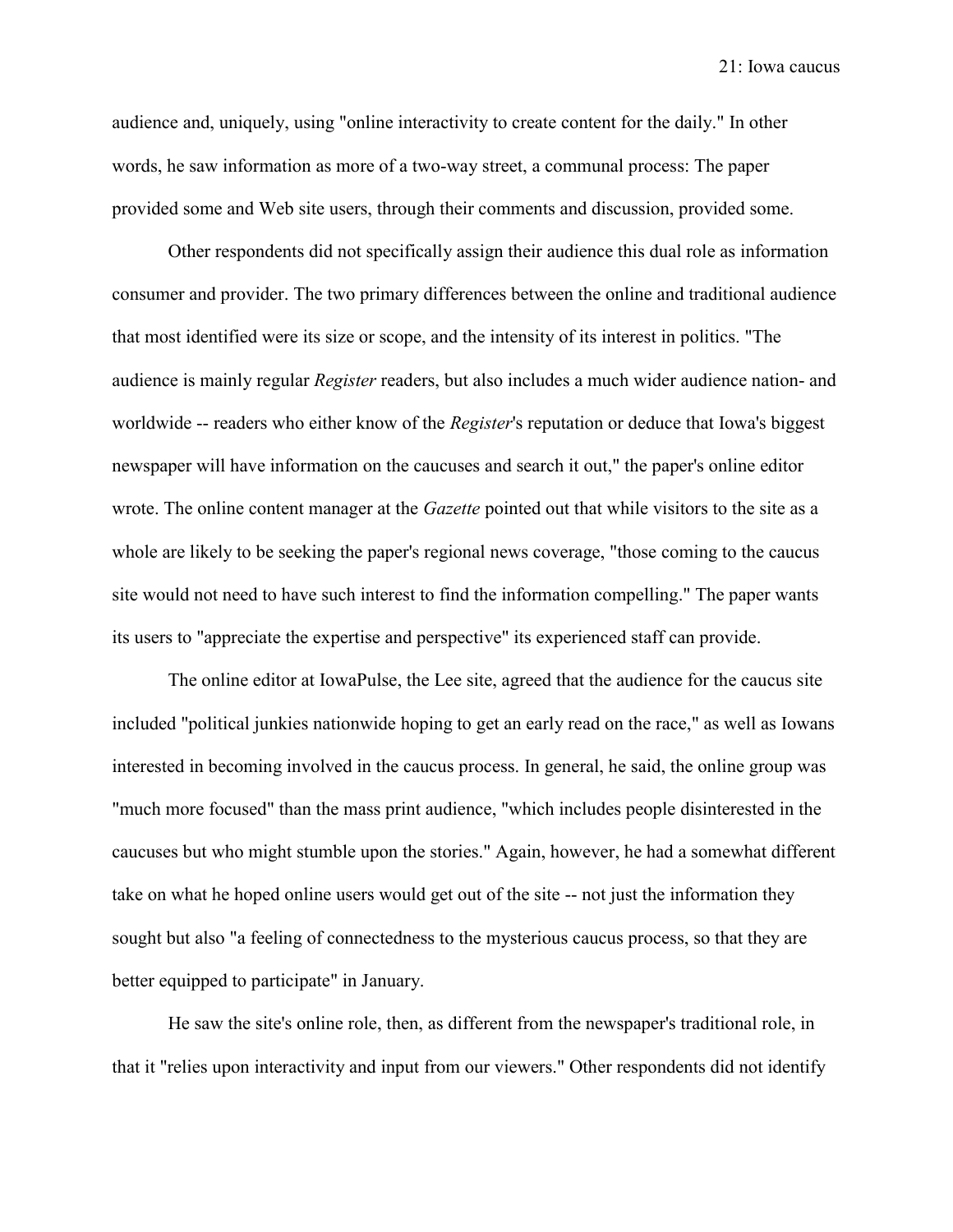audience and, uniquely, using "online interactivity to create content for the daily." In other words, he saw information as more of a two-way street, a communal process: The paper provided some and Web site users, through their comments and discussion, provided some.

Other respondents did not specifically assign their audience this dual role as information consumer and provider. The two primary differences between the online and traditional audience that most identified were its size or scope, and the intensity of its interest in politics. "The audience is mainly regular *Register* readers, but also includes a much wider audience nation- and worldwide -- readers who either know of the *Register*'s reputation or deduce that Iowa's biggest newspaper will have information on the caucuses and search it out," the paper's online editor wrote. The online content manager at the *Gazette* pointed out that while visitors to the site as a whole are likely to be seeking the paper's regional news coverage, "those coming to the caucus site would not need to have such interest to find the information compelling." The paper wants its users to "appreciate the expertise and perspective" its experienced staff can provide.

The online editor at IowaPulse, the Lee site, agreed that the audience for the caucus site included "political junkies nationwide hoping to get an early read on the race," as well as Iowans interested in becoming involved in the caucus process. In general, he said, the online group was "much more focused" than the mass print audience, "which includes people disinterested in the caucuses but who might stumble upon the stories." Again, however, he had a somewhat different take on what he hoped online users would get out of the site -- not just the information they sought but also "a feeling of connectedness to the mysterious caucus process, so that they are better equipped to participate" in January.

He saw the site's online role, then, as different from the newspaper's traditional role, in that it "relies upon interactivity and input from our viewers." Other respondents did not identify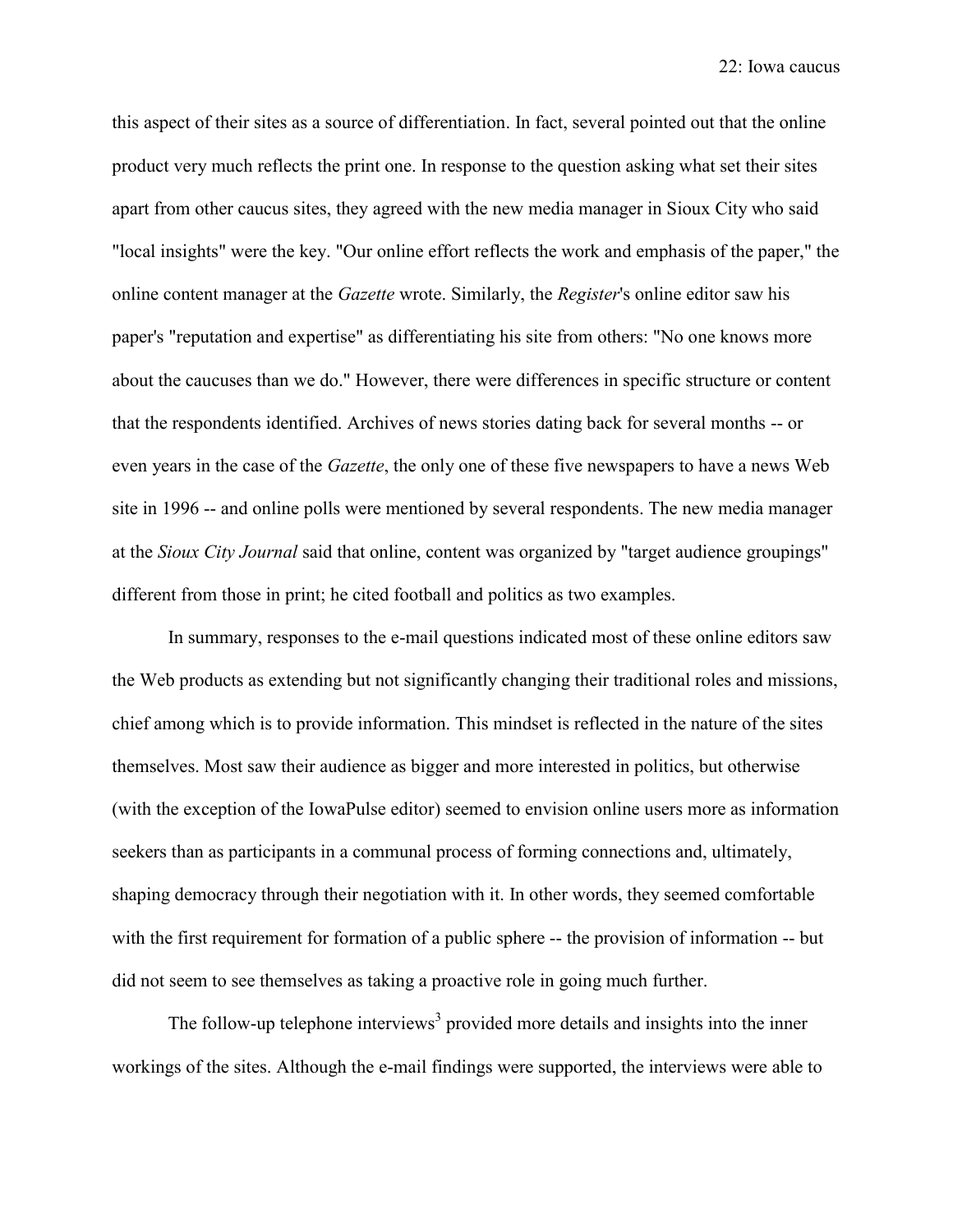this aspect of their sites as a source of differentiation. In fact, several pointed out that the online product very much reflects the print one. In response to the question asking what set their sites apart from other caucus sites, they agreed with the new media manager in Sioux City who said "local insights" were the key. "Our online effort reflects the work and emphasis of the paper," the online content manager at the *Gazette* wrote. Similarly, the *Register*'s online editor saw his paper's "reputation and expertise" as differentiating his site from others: "No one knows more about the caucuses than we do." However, there were differences in specific structure or content that the respondents identified. Archives of news stories dating back for several months -- or even years in the case of the *Gazette*, the only one of these five newspapers to have a news Web site in 1996 -- and online polls were mentioned by several respondents. The new media manager at the *Sioux City Journal* said that online, content was organized by "target audience groupings" different from those in print; he cited football and politics as two examples.

In summary, responses to the e-mail questions indicated most of these online editors saw the Web products as extending but not significantly changing their traditional roles and missions, chief among which is to provide information. This mindset is reflected in the nature of the sites themselves. Most saw their audience as bigger and more interested in politics, but otherwise (with the exception of the IowaPulse editor) seemed to envision online users more as information seekers than as participants in a communal process of forming connections and, ultimately, shaping democracy through their negotiation with it. In other words, they seemed comfortable with the first requirement for formation of a public sphere -- the provision of information -- but did not seem to see themselves as taking a proactive role in going much further.

The follow-up telephone interviews[3] provided more details and insights into the inner workings of the sites. Although the e-mail findings were supported, the interviews were able to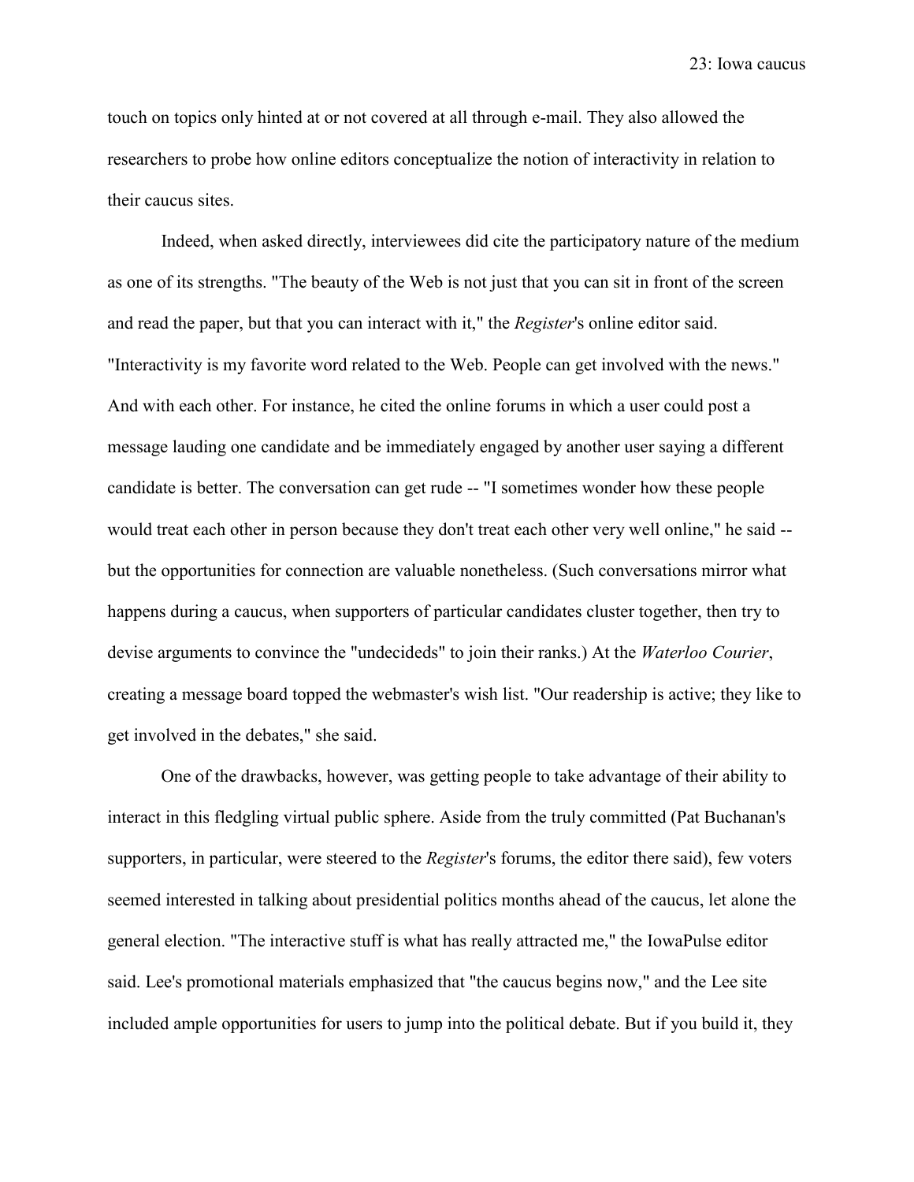touch on topics only hinted at or not covered at all through e-mail. They also allowed the researchers to probe how online editors conceptualize the notion of interactivity in relation to their caucus sites.

Indeed, when asked directly, interviewees did cite the participatory nature of the medium as one of its strengths. "The beauty of the Web is not just that you can sit in front of the screen and read the paper, but that you can interact with it," the *Register*'s online editor said. "Interactivity is my favorite word related to the Web. People can get involved with the news." And with each other. For instance, he cited the online forums in which a user could post a message lauding one candidate and be immediately engaged by another user saying a different candidate is better. The conversation can get rude -- "I sometimes wonder how these people would treat each other in person because they don't treat each other very well online," he said -- but the opportunities for connection are valuable nonetheless. (Such conversations mirror what happens during a caucus, when supporters of particular candidates cluster together, then try to devise arguments to convince the "undecideds" to join their ranks.) At the *Waterloo Courier*, creating a message board topped the webmaster's wish list. "Our readership is active; they like to get involved in the debates," she said.

One of the drawbacks, however, was getting people to take advantage of their ability to interact in this fledgling virtual public sphere. Aside from the truly committed (Pat Buchanan's supporters, in particular, were steered to the *Register*'s forums, the editor there said), few voters seemed interested in talking about presidential politics months ahead of the caucus, let alone the general election. "The interactive stuff is what has really attracted me," the IowaPulse editor said. Lee's promotional materials emphasized that "the caucus begins now," and the Lee site included ample opportunities for users to jump into the political debate. But if you build it, they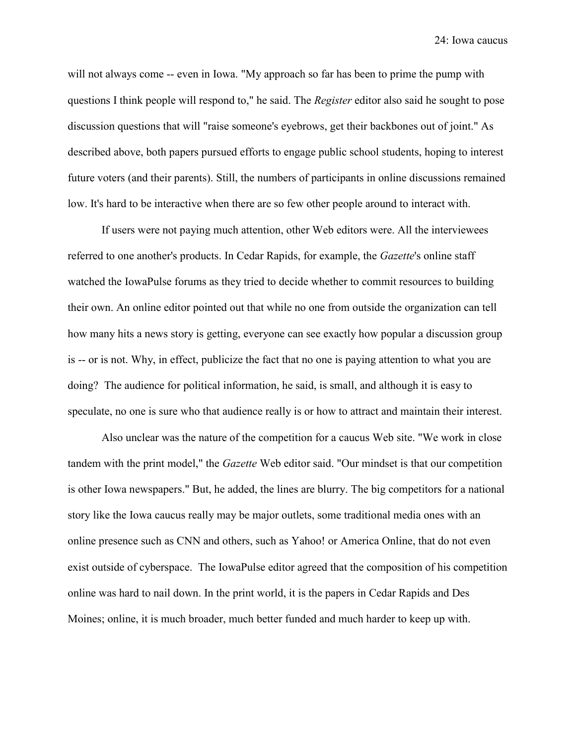will not always come -- even in Iowa. "My approach so far has been to prime the pump with questions I think people will respond to," he said. The *Register* editor also said he sought to pose discussion questions that will "raise someone's eyebrows, get their backbones out of joint." As described above, both papers pursued efforts to engage public school students, hoping to interest future voters (and their parents). Still, the numbers of participants in online discussions remained low. It's hard to be interactive when there are so few other people around to interact with.

If users were not paying much attention, other Web editors were. All the interviewees referred to one another's products. In Cedar Rapids, for example, the *Gazette*'s online staff watched the IowaPulse forums as they tried to decide whether to commit resources to building their own. An online editor pointed out that while no one from outside the organization can tell how many hits a news story is getting, everyone can see exactly how popular a discussion group is -- or is not. Why, in effect, publicize the fact that no one is paying attention to what you are doing? The audience for political information, he said, is small, and although it is easy to speculate, no one is sure who that audience really is or how to attract and maintain their interest.

Also unclear was the nature of the competition for a caucus Web site. "We work in close tandem with the print model," the *Gazette* Web editor said. "Our mindset is that our competition is other Iowa newspapers." But, he added, the lines are blurry. The big competitors for a national story like the Iowa caucus really may be major outlets, some traditional media ones with an online presence such as CNN and others, such as Yahoo! or America Online, that do not even exist outside of cyberspace. The IowaPulse editor agreed that the composition of his competition online was hard to nail down. In the print world, it is the papers in Cedar Rapids and Des Moines; online, it is much broader, much better funded and much harder to keep up with.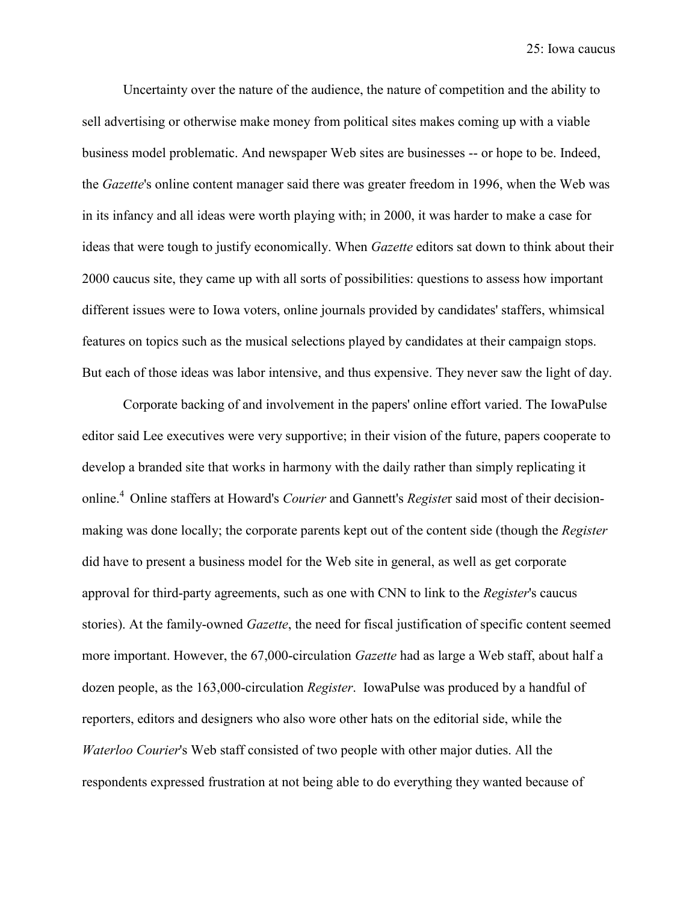Uncertainty over the nature of the audience, the nature of competition and the ability to sell advertising or otherwise make money from political sites makes coming up with a viable business model problematic. And newspaper Web sites are businesses -- or hope to be. Indeed, the *Gazette*'s online content manager said there was greater freedom in 1996, when the Web was in its infancy and all ideas were worth playing with; in 2000, it was harder to make a case for ideas that were tough to justify economically. When *Gazette* editors sat down to think about their 2000 caucus site, they came up with all sorts of possibilities: questions to assess how important different issues were to Iowa voters, online journals provided by candidates' staffers, whimsical features on topics such as the musical selections played by candidates at their campaign stops. But each of those ideas was labor intensive, and thus expensive. They never saw the light of day.

Corporate backing of and involvement in the papers' online effort varied. The IowaPulse editor said Lee executives were very supportive; in their vision of the future, papers cooperate to develop a branded site that works in harmony with the daily rather than simply replicating it online.[4] Online staffers at Howard's *Courier* and Gannett's *Register* said most of their decision-making was done locally; the corporate parents kept out of the content side (though the *Register* did have to present a business model for the Web site in general, as well as get corporate approval for third-party agreements, such as one with CNN to link to the *Register*'s caucus stories). At the family-owned *Gazette*, the need for fiscal justification of specific content seemed more important. However, the 67,000-circulation *Gazette* had as large a Web staff, about half a dozen people, as the 163,000-circulation *Register*. IowaPulse was produced by a handful of reporters, editors and designers who also wore other hats on the editorial side, while the *Waterloo Courier*'s Web staff consisted of two people with other major duties. All the respondents expressed frustration at not being able to do everything they wanted because of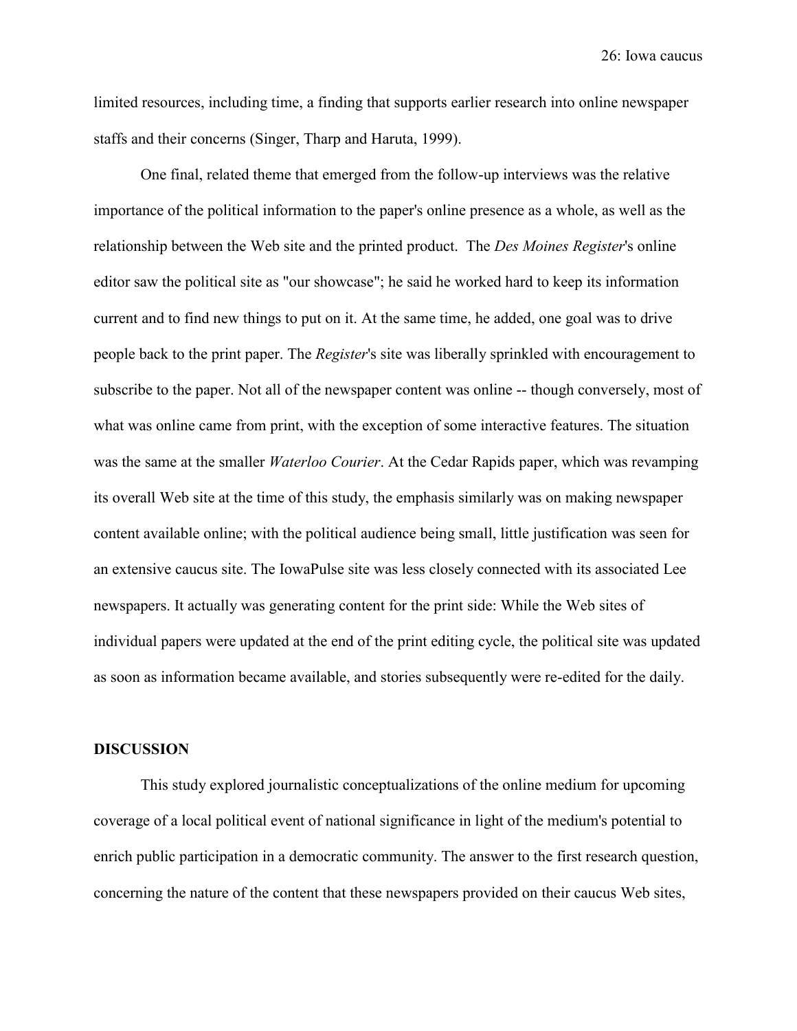limited resources, including time, a finding that supports earlier research into online newspaper staffs and their concerns (Singer, Tharp and Haruta, 1999).

One final, related theme that emerged from the follow-up interviews was the relative importance of the political information to the paper's online presence as a whole, as well as the relationship between the Web site and the printed product. The *Des Moines Register*'s online editor saw the political site as "our showcase"; he said he worked hard to keep its information current and to find new things to put on it. At the same time, he added, one goal was to drive people back to the print paper. The *Register*'s site was liberally sprinkled with encouragement to subscribe to the paper. Not all of the newspaper content was online -- though conversely, most of what was online came from print, with the exception of some interactive features. The situation was the same at the smaller *Waterloo Courier*. At the Cedar Rapids paper, which was revamping its overall Web site at the time of this study, the emphasis similarly was on making newspaper content available online; with the political audience being small, little justification was seen for an extensive caucus site. The IowaPulse site was less closely connected with its associated Lee newspapers. It actually was generating content for the print side: While the Web sites of individual papers were updated at the end of the print editing cycle, the political site was updated as soon as information became available, and stories subsequently were re-edited for the daily.

## DISCUSSION

This study explored journalistic conceptualizations of the online medium for upcoming coverage of a local political event of national significance in light of the medium's potential to enrich public participation in a democratic community. The answer to the first research question, concerning the nature of the content that these newspapers provided on their caucus Web sites,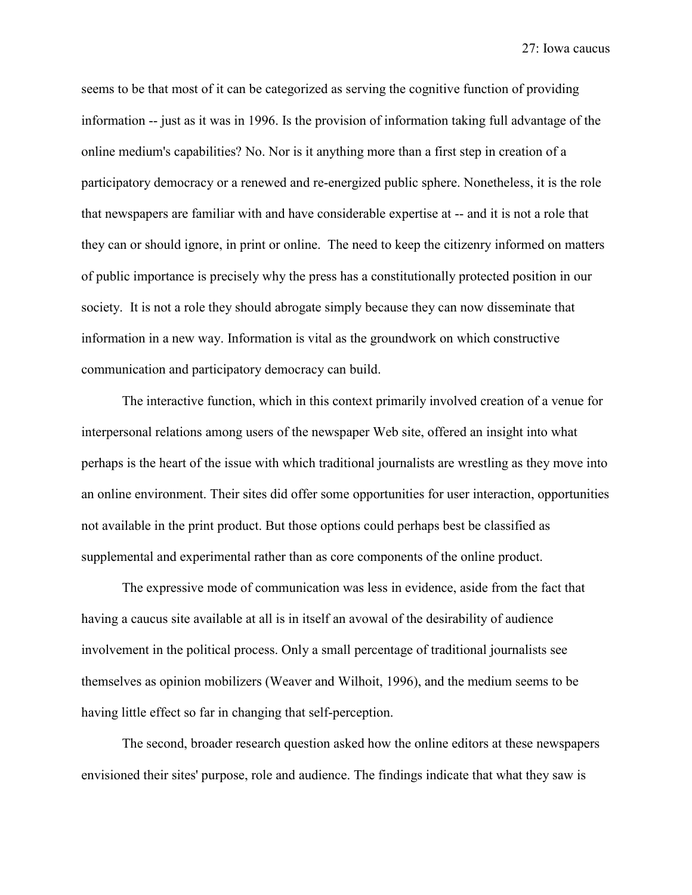seems to be that most of it can be categorized as serving the cognitive function of providing information -- just as it was in 1996. Is the provision of information taking full advantage of the online medium's capabilities? No. Nor is it anything more than a first step in creation of a participatory democracy or a renewed and re-energized public sphere. Nonetheless, it is the role that newspapers are familiar with and have considerable expertise at -- and it is not a role that they can or should ignore, in print or online. The need to keep the citizenry informed on matters of public importance is precisely why the press has a constitutionally protected position in our society. It is not a role they should abrogate simply because they can now disseminate that information in a new way. Information is vital as the groundwork on which constructive communication and participatory democracy can build.

The interactive function, which in this context primarily involved creation of a venue for interpersonal relations among users of the newspaper Web site, offered an insight into what perhaps is the heart of the issue with which traditional journalists are wrestling as they move into an online environment. Their sites did offer some opportunities for user interaction, opportunities not available in the print product. But those options could perhaps best be classified as supplemental and experimental rather than as core components of the online product.

The expressive mode of communication was less in evidence, aside from the fact that having a caucus site available at all is in itself an avowal of the desirability of audience involvement in the political process. Only a small percentage of traditional journalists see themselves as opinion mobilizers (Weaver and Wilhoit, 1996), and the medium seems to be having little effect so far in changing that self-perception.

The second, broader research question asked how the online editors at these newspapers envisioned their sites' purpose, role and audience. The findings indicate that what they saw is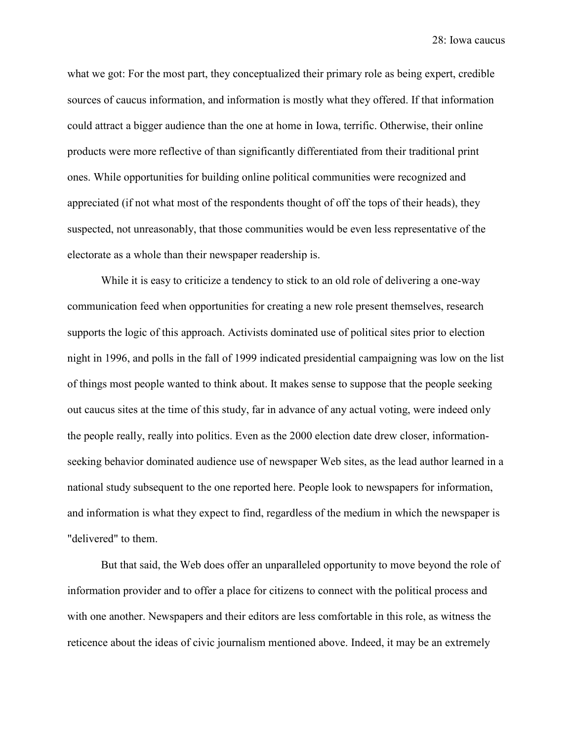what we got: For the most part, they conceptualized their primary role as being expert, credible sources of caucus information, and information is mostly what they offered. If that information could attract a bigger audience than the one at home in Iowa, terrific. Otherwise, their online products were more reflective of than significantly differentiated from their traditional print ones. While opportunities for building online political communities were recognized and appreciated (if not what most of the respondents thought of off the tops of their heads), they suspected, not unreasonably, that those communities would be even less representative of the electorate as a whole than their newspaper readership is.

While it is easy to criticize a tendency to stick to an old role of delivering a one-way communication feed when opportunities for creating a new role present themselves, research supports the logic of this approach. Activists dominated use of political sites prior to election night in 1996, and polls in the fall of 1999 indicated presidential campaigning was low on the list of things most people wanted to think about. It makes sense to suppose that the people seeking out caucus sites at the time of this study, far in advance of any actual voting, were indeed only the people really, really into politics. Even as the 2000 election date drew closer, information-seeking behavior dominated audience use of newspaper Web sites, as the lead author learned in a national study subsequent to the one reported here. People look to newspapers for information, and information is what they expect to find, regardless of the medium in which the newspaper is "delivered" to them.

But that said, the Web does offer an unparalleled opportunity to move beyond the role of information provider and to offer a place for citizens to connect with the political process and with one another. Newspapers and their editors are less comfortable in this role, as witness the reticence about the ideas of civic journalism mentioned above. Indeed, it may be an extremely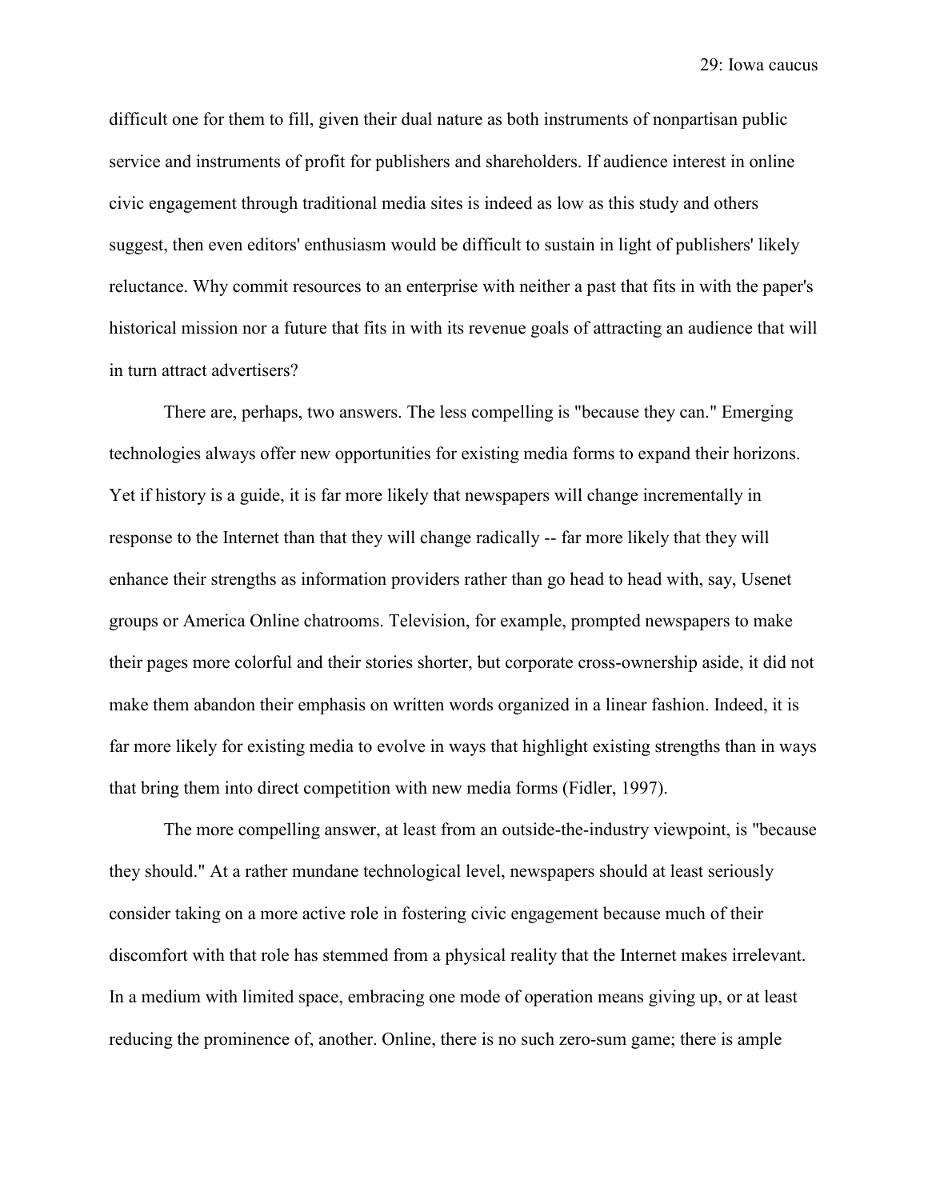difficult one for them to fill, given their dual nature as both instruments of nonpartisan public service and instruments of profit for publishers and shareholders. If audience interest in online civic engagement through traditional media sites is indeed as low as this study and others suggest, then even editors' enthusiasm would be difficult to sustain in light of publishers' likely reluctance. Why commit resources to an enterprise with neither a past that fits in with the paper's historical mission nor a future that fits in with its revenue goals of attracting an audience that will in turn attract advertisers?

There are, perhaps, two answers. The less compelling is "because they can." Emerging technologies always offer new opportunities for existing media forms to expand their horizons. Yet if history is a guide, it is far more likely that newspapers will change incrementally in response to the Internet than that they will change radically -- far more likely that they will enhance their strengths as information providers rather than go head to head with, say, Usenet groups or America Online chatrooms. Television, for example, prompted newspapers to make their pages more colorful and their stories shorter, but corporate cross-ownership aside, it did not make them abandon their emphasis on written words organized in a linear fashion. Indeed, it is far more likely for existing media to evolve in ways that highlight existing strengths than in ways that bring them into direct competition with new media forms (Fidler, 1997).

The more compelling answer, at least from an outside-the-industry viewpoint, is "because they should." At a rather mundane technological level, newspapers should at least seriously consider taking on a more active role in fostering civic engagement because much of their discomfort with that role has stemmed from a physical reality that the Internet makes irrelevant. In a medium with limited space, embracing one mode of operation means giving up, or at least reducing the prominence of, another. Online, there is no such zero-sum game; there is ample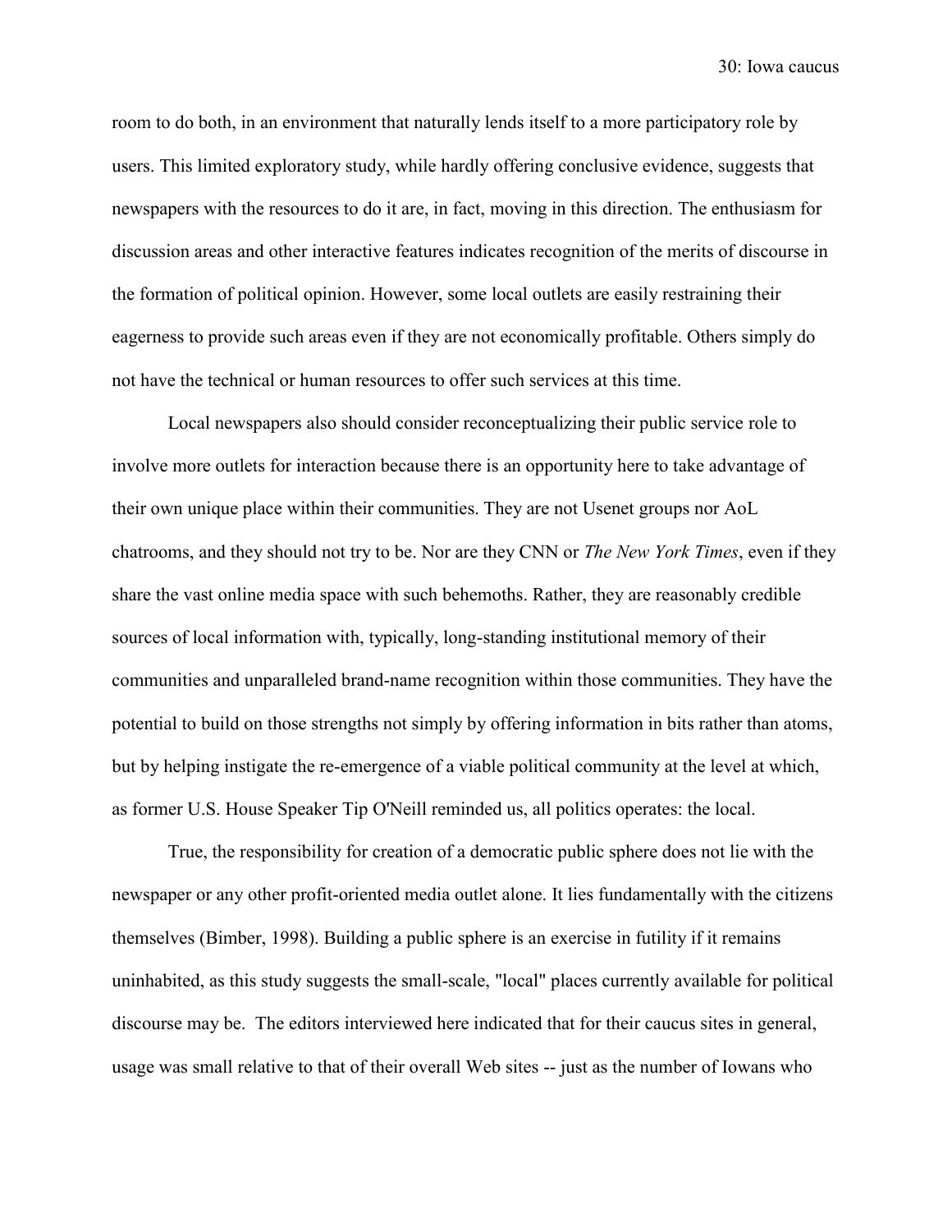room to do both, in an environment that naturally lends itself to a more participatory role by users. This limited exploratory study, while hardly offering conclusive evidence, suggests that newspapers with the resources to do it are, in fact, moving in this direction. The enthusiasm for discussion areas and other interactive features indicates recognition of the merits of discourse in the formation of political opinion. However, some local outlets are easily restraining their eagerness to provide such areas even if they are not economically profitable. Others simply do not have the technical or human resources to offer such services at this time.

Local newspapers also should consider reconceptualizing their public service role to involve more outlets for interaction because there is an opportunity here to take advantage of their own unique place within their communities. They are not Usenet groups nor AoL chatrooms, and they should not try to be. Nor are they CNN or *The New York Times*, even if they share the vast online media space with such behemoths. Rather, they are reasonably credible sources of local information with, typically, long-standing institutional memory of their communities and unparalleled brand-name recognition within those communities. They have the potential to build on those strengths not simply by offering information in bits rather than atoms, but by helping instigate the re-emergence of a viable political community at the level at which, as former U.S. House Speaker Tip O'Neill reminded us, all politics operates: the local.

True, the responsibility for creation of a democratic public sphere does not lie with the newspaper or any other profit-oriented media outlet alone. It lies fundamentally with the citizens themselves (Bimber, 1998). Building a public sphere is an exercise in futility if it remains uninhabited, as this study suggests the small-scale, "local" places currently available for political discourse may be. The editors interviewed here indicated that for their caucus sites in general, usage was small relative to that of their overall Web sites -- just as the number of Iowans who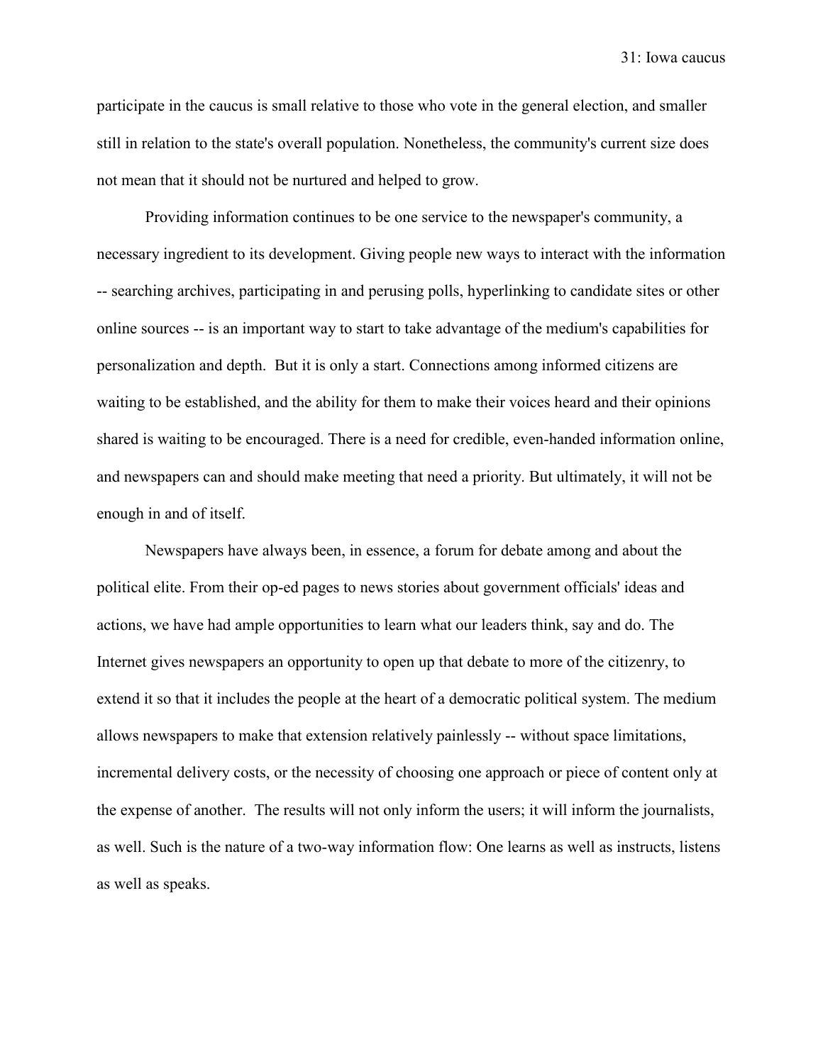participate in the caucus is small relative to those who vote in the general election, and smaller still in relation to the state's overall population. Nonetheless, the community's current size does not mean that it should not be nurtured and helped to grow.

Providing information continues to be one service to the newspaper's community, a necessary ingredient to its development. Giving people new ways to interact with the information -- searching archives, participating in and perusing polls, hyperlinking to candidate sites or other online sources -- is an important way to start to take advantage of the medium's capabilities for personalization and depth. But it is only a start. Connections among informed citizens are waiting to be established, and the ability for them to make their voices heard and their opinions shared is waiting to be encouraged. There is a need for credible, even-handed information online, and newspapers can and should make meeting that need a priority. But ultimately, it will not be enough in and of itself.

Newspapers have always been, in essence, a forum for debate among and about the political elite. From their op-ed pages to news stories about government officials' ideas and actions, we have had ample opportunities to learn what our leaders think, say and do. The Internet gives newspapers an opportunity to open up that debate to more of the citizenry, to extend it so that it includes the people at the heart of a democratic political system. The medium allows newspapers to make that extension relatively painlessly -- without space limitations, incremental delivery costs, or the necessity of choosing one approach or piece of content only at the expense of another. The results will not only inform the users; it will inform the journalists, as well. Such is the nature of a two-way information flow: One learns as well as instructs, listens as well as speaks.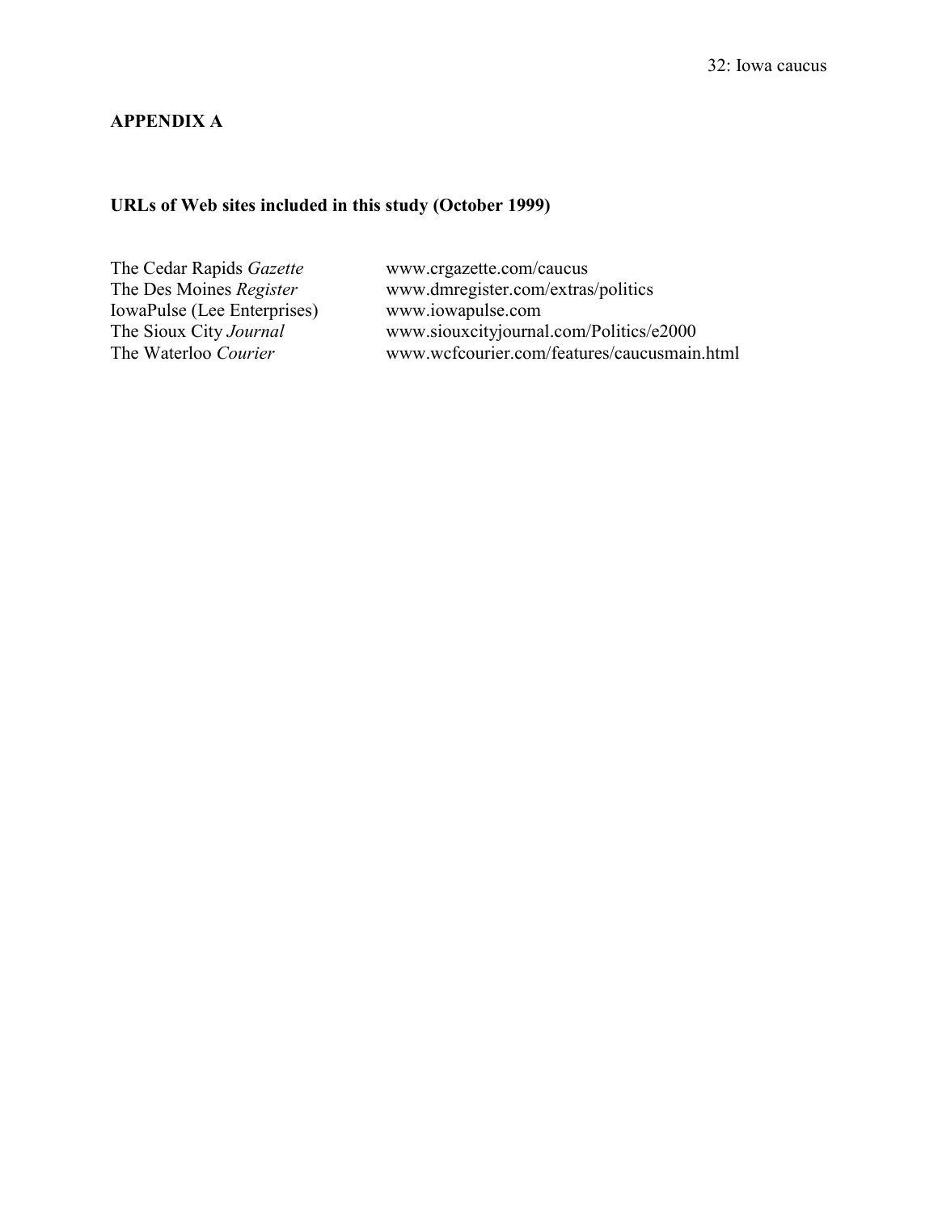## APPENDIX A

### URLs of Web sites included in this study (October 1999)

| | |
|---|---|
| The Cedar Rapids *Gazette* | www.crgazette.com/caucus |
| The Des Moines *Register* | www.dmregister.com/extras/politics |
| IowaPulse (Lee Enterprises) | www.iowapulse.com |
| The Sioux City *Journal* | www.siouxcityjournal.com/Politics/e2000 |
| The Waterloo *Courier* | www.wcfcourier.com/features/caucusmain.html |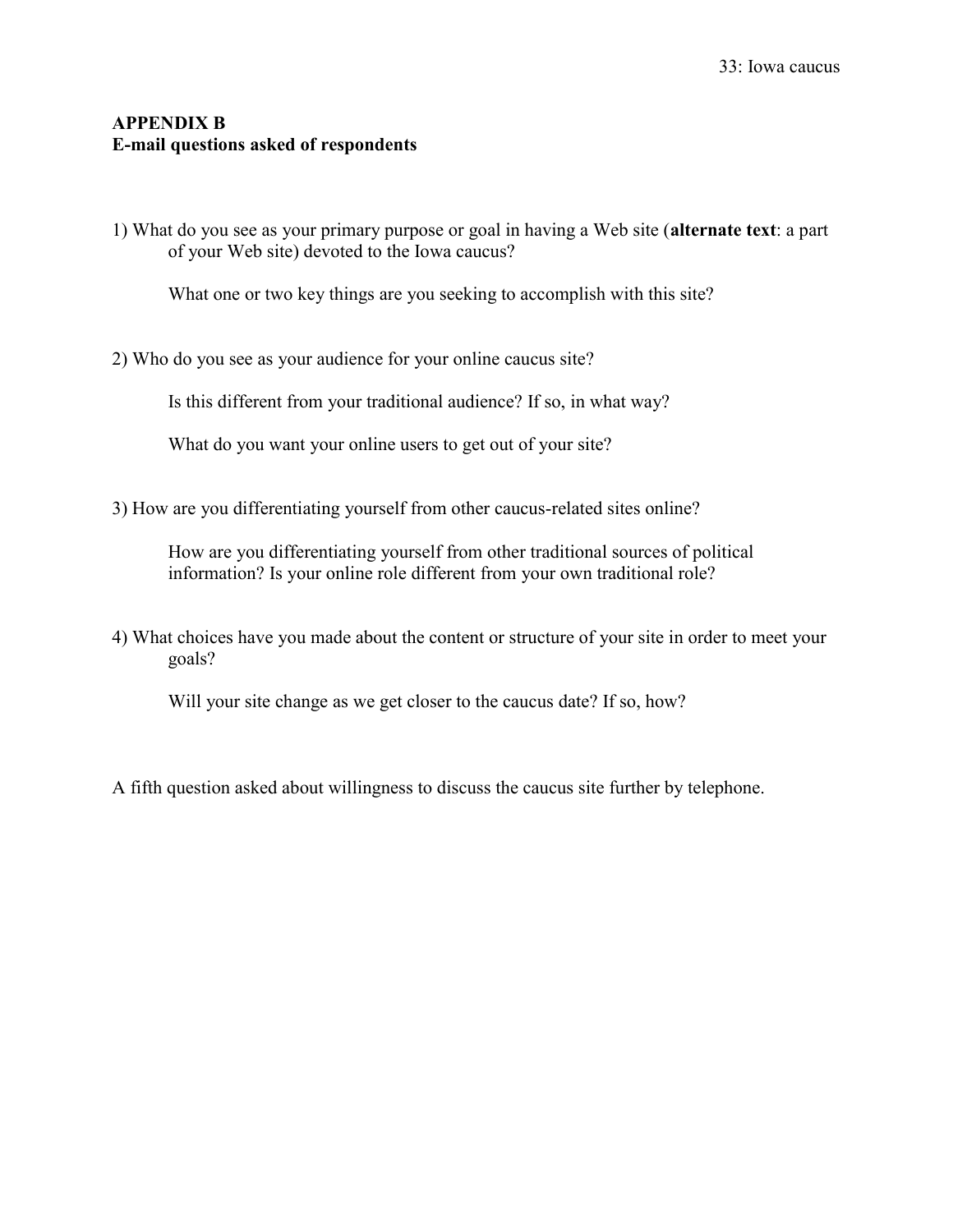## APPENDIX B
## E-mail questions asked of respondents

1) What do you see as your primary purpose or goal in having a Web site (**alternate text**: a part of your Web site) devoted to the Iowa caucus?

   What one or two key things are you seeking to accomplish with this site?

2) Who do you see as your audience for your online caucus site?

   Is this different from your traditional audience? If so, in what way?

   What do you want your online users to get out of your site?

3) How are you differentiating yourself from other caucus-related sites online?

   How are you differentiating yourself from other traditional sources of political information? Is your online role different from your own traditional role?

4) What choices have you made about the content or structure of your site in order to meet your goals?

   Will your site change as we get closer to the caucus date? If so, how?

A fifth question asked about willingness to discuss the caucus site further by telephone.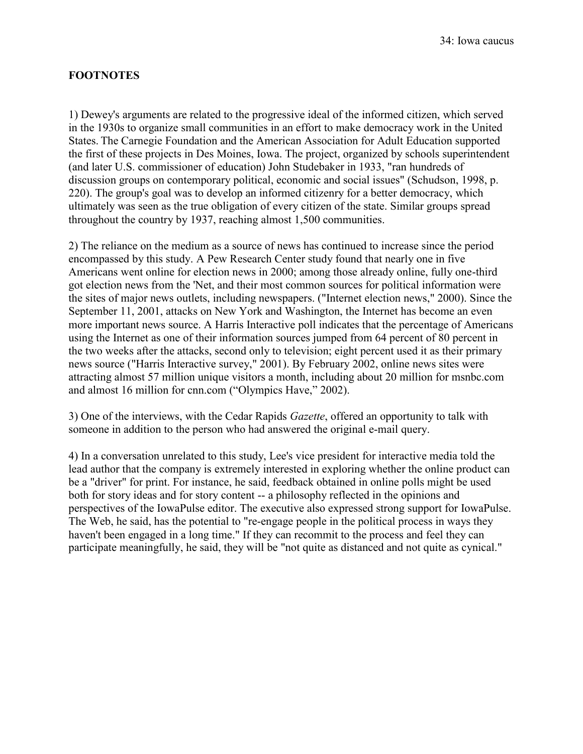## FOOTNOTES

1) Dewey's arguments are related to the progressive ideal of the informed citizen, which served in the 1930s to organize small communities in an effort to make democracy work in the United States. The Carnegie Foundation and the American Association for Adult Education supported the first of these projects in Des Moines, Iowa. The project, organized by schools superintendent (and later U.S. commissioner of education) John Studebaker in 1933, "ran hundreds of discussion groups on contemporary political, economic and social issues" (Schudson, 1998, p. 220). The group's goal was to develop an informed citizenry for a better democracy, which ultimately was seen as the true obligation of every citizen of the state. Similar groups spread throughout the country by 1937, reaching almost 1,500 communities.

2) The reliance on the medium as a source of news has continued to increase since the period encompassed by this study. A Pew Research Center study found that nearly one in five Americans went online for election news in 2000; among those already online, fully one-third got election news from the 'Net, and their most common sources for political information were the sites of major news outlets, including newspapers. ("Internet election news," 2000). Since the September 11, 2001, attacks on New York and Washington, the Internet has become an even more important news source. A Harris Interactive poll indicates that the percentage of Americans using the Internet as one of their information sources jumped from 64 percent of 80 percent in the two weeks after the attacks, second only to television; eight percent used it as their primary news source ("Harris Interactive survey," 2001). By February 2002, online news sites were attracting almost 57 million unique visitors a month, including about 20 million for msnbc.com and almost 16 million for cnn.com ("Olympics Have," 2002).

3) One of the interviews, with the Cedar Rapids *Gazette*, offered an opportunity to talk with someone in addition to the person who had answered the original e-mail query.

4) In a conversation unrelated to this study, Lee's vice president for interactive media told the lead author that the company is extremely interested in exploring whether the online product can be a "driver" for print. For instance, he said, feedback obtained in online polls might be used both for story ideas and for story content -- a philosophy reflected in the opinions and perspectives of the IowaPulse editor. The executive also expressed strong support for IowaPulse. The Web, he said, has the potential to "re-engage people in the political process in ways they haven't been engaged in a long time." If they can recommit to the process and feel they can participate meaningfully, he said, they will be "not quite as distanced and not quite as cynical."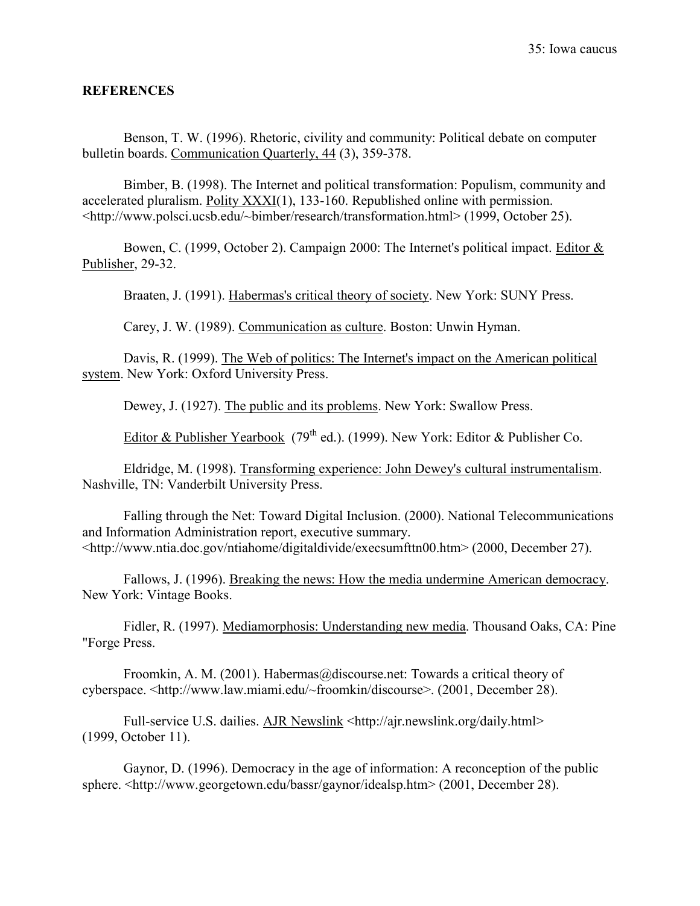## REFERENCES

Benson, T. W. (1996). Rhetoric, civility and community: Political debate on computer bulletin boards. Communication Quarterly, 44 (3), 359-378.

Bimber, B. (1998). The Internet and political transformation: Populism, community and accelerated pluralism. Polity XXXI(1), 133-160. Republished online with permission. <http://www.polsci.ucsb.edu/~bimber/research/transformation.html> (1999, October 25).

Bowen, C. (1999, October 2). Campaign 2000: The Internet's political impact. Editor & Publisher, 29-32.

Braaten, J. (1991). Habermas's critical theory of society. New York: SUNY Press.

Carey, J. W. (1989). Communication as culture. Boston: Unwin Hyman.

Davis, R. (1999). The Web of politics: The Internet's impact on the American political system. New York: Oxford University Press.

Dewey, J. (1927). The public and its problems. New York: Swallow Press.

Editor & Publisher Yearbook (79th ed.). (1999). New York: Editor & Publisher Co.

Eldridge, M. (1998). Transforming experience: John Dewey's cultural instrumentalism. Nashville, TN: Vanderbilt University Press.

Falling through the Net: Toward Digital Inclusion. (2000). National Telecommunications and Information Administration report, executive summary. <http://www.ntia.doc.gov/ntiahome/digitaldivide/execsumfttn00.htm> (2000, December 27).

Fallows, J. (1996). Breaking the news: How the media undermine American democracy. New York: Vintage Books.

Fidler, R. (1997). Mediamorphosis: Understanding new media. Thousand Oaks, CA: Pine "Forge Press.

Froomkin, A. M. (2001). Habermas@discourse.net: Towards a critical theory of cyberspace. <http://www.law.miami.edu/~froomkin/discourse>. (2001, December 28).

Full-service U.S. dailies. AJR Newslink <http://ajr.newslink.org/daily.html> (1999, October 11).

Gaynor, D. (1996). Democracy in the age of information: A reconception of the public sphere. <http://www.georgetown.edu/bassr/gaynor/idealsp.htm> (2001, December 28).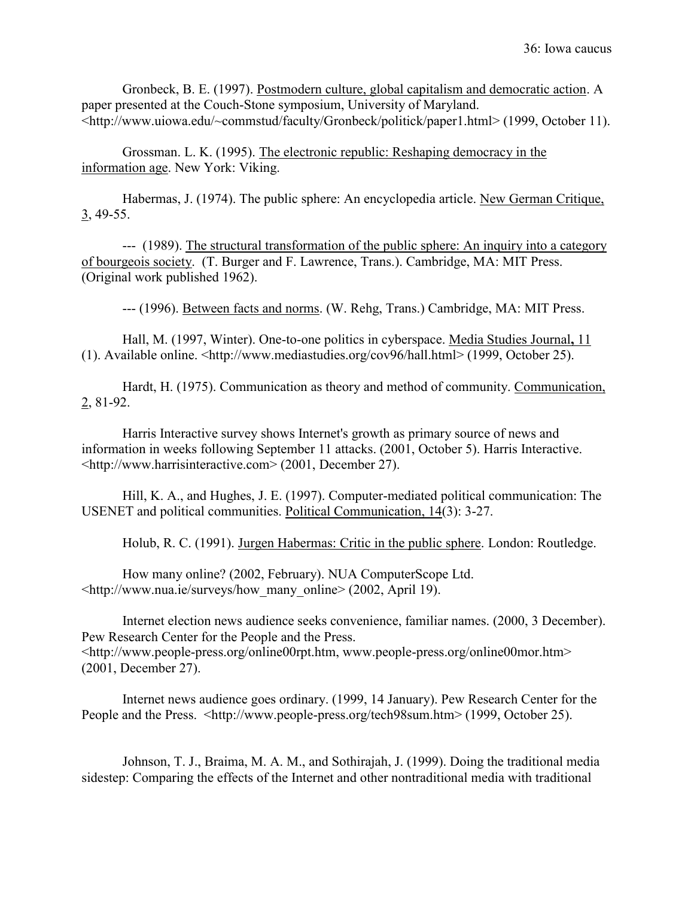Gronbeck, B. E. (1997). Postmodern culture, global capitalism and democratic action. A paper presented at the Couch-Stone symposium, University of Maryland. <http://www.uiowa.edu/~commstud/faculty/Gronbeck/politick/paper1.html> (1999, October 11).

Grossman. L. K. (1995). The electronic republic: Reshaping democracy in the information age. New York: Viking.

Habermas, J. (1974). The public sphere: An encyclopedia article. New German Critique, 3, 49-55.

--- (1989). The structural transformation of the public sphere: An inquiry into a category of bourgeois society. (T. Burger and F. Lawrence, Trans.). Cambridge, MA: MIT Press. (Original work published 1962).

--- (1996). Between facts and norms. (W. Rehg, Trans.) Cambridge, MA: MIT Press.

Hall, M. (1997, Winter). One-to-one politics in cyberspace. Media Studies Journal**,** 11 (1). Available online. <http://www.mediastudies.org/cov96/hall.html> (1999, October 25).

Hardt, H. (1975). Communication as theory and method of community. Communication, 2, 81-92.

Harris Interactive survey shows Internet's growth as primary source of news and information in weeks following September 11 attacks. (2001, October 5). Harris Interactive. <http://www.harrisinteractive.com> (2001, December 27).

Hill, K. A., and Hughes, J. E. (1997). Computer-mediated political communication: The USENET and political communities. Political Communication, 14(3): 3-27.

Holub, R. C. (1991). Jurgen Habermas: Critic in the public sphere. London: Routledge.

How many online? (2002, February). NUA ComputerScope Ltd. <http://www.nua.ie/surveys/how_many_online> (2002, April 19).

Internet election news audience seeks convenience, familiar names. (2000, 3 December). Pew Research Center for the People and the Press. <http://www.people-press.org/online00rpt.htm, www.people-press.org/online00mor.htm> (2001, December 27).

Internet news audience goes ordinary. (1999, 14 January). Pew Research Center for the People and the Press. <http://www.people-press.org/tech98sum.htm> (1999, October 25).

Johnson, T. J., Braima, M. A. M., and Sothirajah, J. (1999). Doing the traditional media sidestep: Comparing the effects of the Internet and other nontraditional media with traditional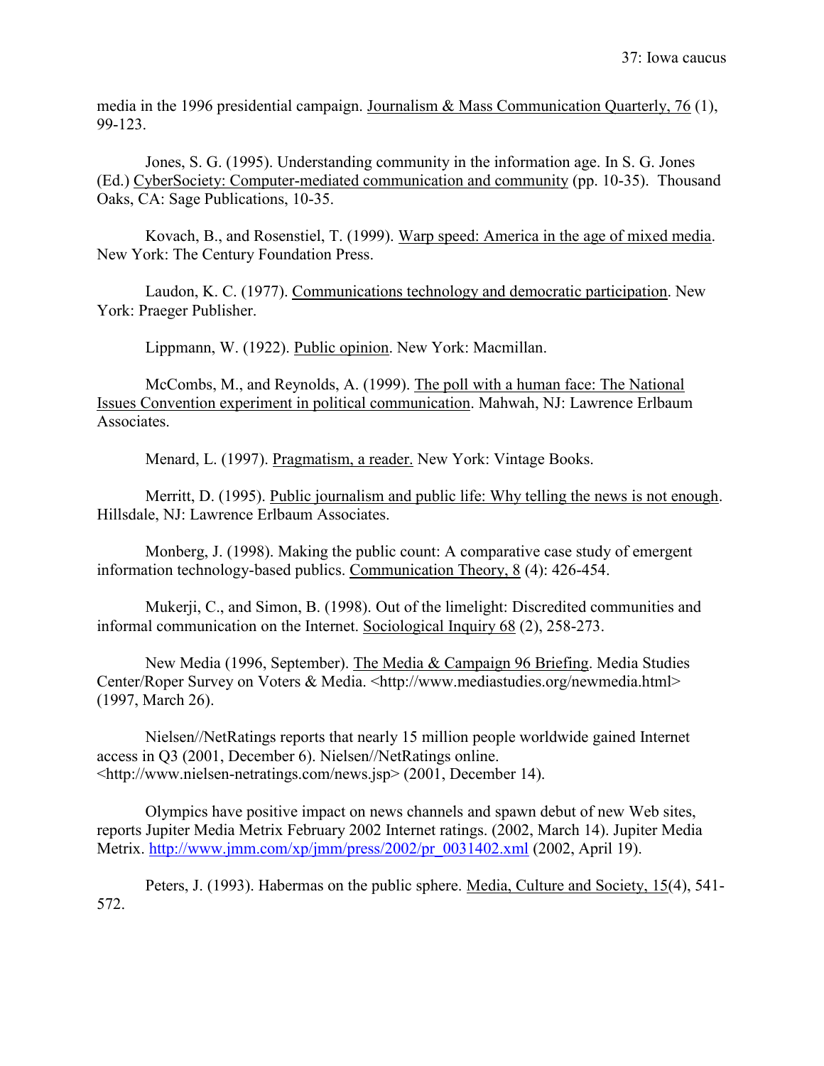media in the 1996 presidential campaign. Journalism & Mass Communication Quarterly, 76 (1), 99-123.

Jones, S. G. (1995). Understanding community in the information age. In S. G. Jones (Ed.) CyberSociety: Computer-mediated communication and community (pp. 10-35). Thousand Oaks, CA: Sage Publications, 10-35.

Kovach, B., and Rosenstiel, T. (1999). Warp speed: America in the age of mixed media. New York: The Century Foundation Press.

Laudon, K. C. (1977). Communications technology and democratic participation. New York: Praeger Publisher.

Lippmann, W. (1922). Public opinion. New York: Macmillan.

McCombs, M., and Reynolds, A. (1999). The poll with a human face: The National Issues Convention experiment in political communication. Mahwah, NJ: Lawrence Erlbaum Associates.

Menard, L. (1997). Pragmatism, a reader. New York: Vintage Books.

Merritt, D. (1995). Public journalism and public life: Why telling the news is not enough. Hillsdale, NJ: Lawrence Erlbaum Associates.

Monberg, J. (1998). Making the public count: A comparative case study of emergent information technology-based publics. Communication Theory, 8 (4): 426-454.

Mukerji, C., and Simon, B. (1998). Out of the limelight: Discredited communities and informal communication on the Internet. Sociological Inquiry 68 (2), 258-273.

New Media (1996, September). The Media & Campaign 96 Briefing. Media Studies Center/Roper Survey on Voters & Media. <http://www.mediastudies.org/newmedia.html> (1997, March 26).

Nielsen//NetRatings reports that nearly 15 million people worldwide gained Internet access in Q3 (2001, December 6). Nielsen//NetRatings online. <http://www.nielsen-netratings.com/news.jsp> (2001, December 14).

Olympics have positive impact on news channels and spawn debut of new Web sites, reports Jupiter Media Metrix February 2002 Internet ratings. (2002, March 14). Jupiter Media Metrix. http://www.jmm.com/xp/jmm/press/2002/pr_0031402.xml (2002, April 19).

Peters, J. (1993). Habermas on the public sphere. Media, Culture and Society, 15(4), 541-572.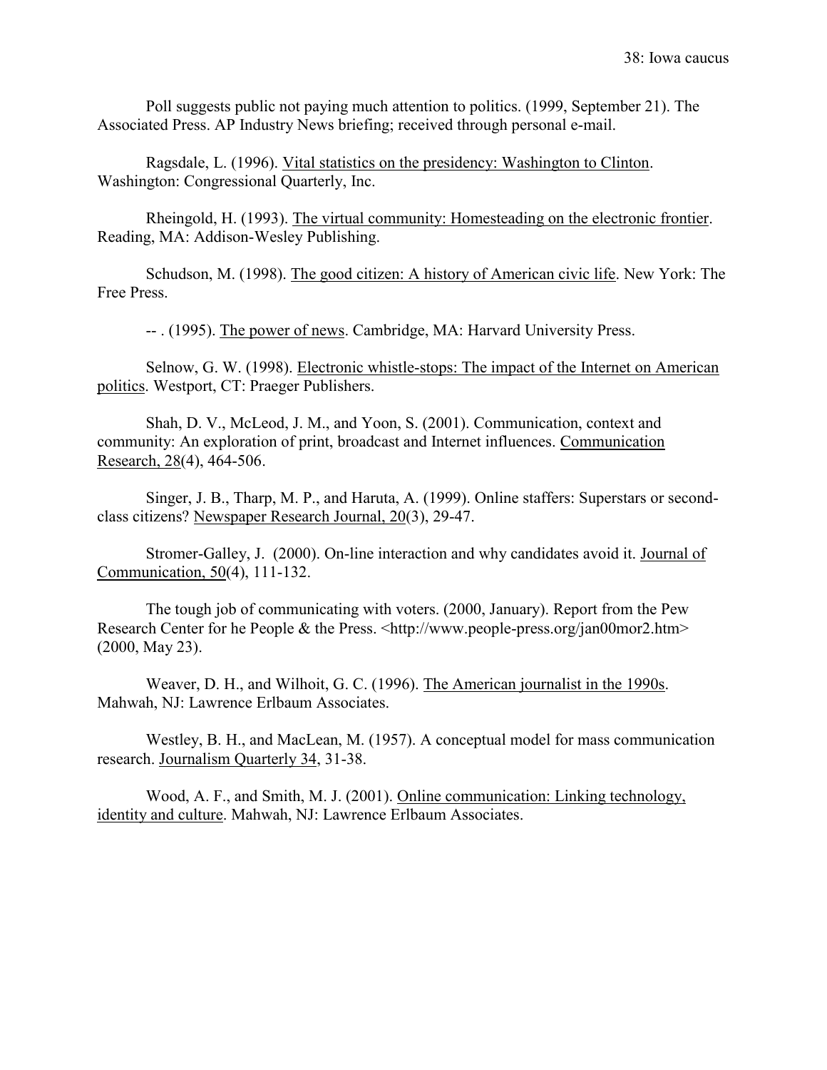Poll suggests public not paying much attention to politics. (1999, September 21). The Associated Press. AP Industry News briefing; received through personal e-mail.

Ragsdale, L. (1996). Vital statistics on the presidency: Washington to Clinton. Washington: Congressional Quarterly, Inc.

Rheingold, H. (1993). The virtual community: Homesteading on the electronic frontier. Reading, MA: Addison-Wesley Publishing.

Schudson, M. (1998). The good citizen: A history of American civic life. New York: The Free Press.

-- . (1995). The power of news. Cambridge, MA: Harvard University Press.

Selnow, G. W. (1998). Electronic whistle-stops: The impact of the Internet on American politics. Westport, CT: Praeger Publishers.

Shah, D. V., McLeod, J. M., and Yoon, S. (2001). Communication, context and community: An exploration of print, broadcast and Internet influences. Communication Research, 28(4), 464-506.

Singer, J. B., Tharp, M. P., and Haruta, A. (1999). Online staffers: Superstars or second-class citizens? Newspaper Research Journal, 20(3), 29-47.

Stromer-Galley, J. (2000). On-line interaction and why candidates avoid it. Journal of Communication, 50(4), 111-132.

The tough job of communicating with voters. (2000, January). Report from the Pew Research Center for he People & the Press. <http://www.people-press.org/jan00mor2.htm> (2000, May 23).

Weaver, D. H., and Wilhoit, G. C. (1996). The American journalist in the 1990s. Mahwah, NJ: Lawrence Erlbaum Associates.

Westley, B. H., and MacLean, M. (1957). A conceptual model for mass communication research. Journalism Quarterly 34, 31-38.

Wood, A. F., and Smith, M. J. (2001). Online communication: Linking technology, identity and culture. Mahwah, NJ: Lawrence Erlbaum Associates.